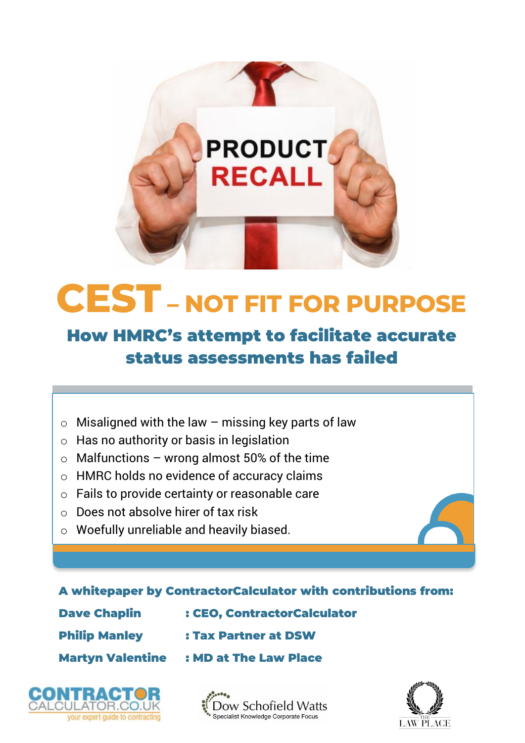# CEST – NOT FIT FOR PURPOSE

## How HMRC's attempt to facilitate accurate status assessments has failed

- Misaligned with the law – missing key parts of law
- Has no authority or basis in legislation
- Malfunctions – wrong almost 50% of the time
- HMRC holds no evidence of accuracy claims
- Fails to provide certainty or reasonable care
- Does not absolve hirer of tax risk
- Woefully unreliable and heavily biased.

**A whitepaper by ContractorCalculator with contributions from:**

| | |
|---|---|
| **Dave Chaplin** | **: CEO, ContractorCalculator** |
| **Philip Manley** | **: Tax Partner at DSW** |
| **Martyn Valentine** | **: MD at The Law Place** |

CONTRACTOR CALCULATOR.CO.UK your expert guide to contracting

Dow Schofield Watts Specialist Knowledge Corporate Focus

THE LAW PLACE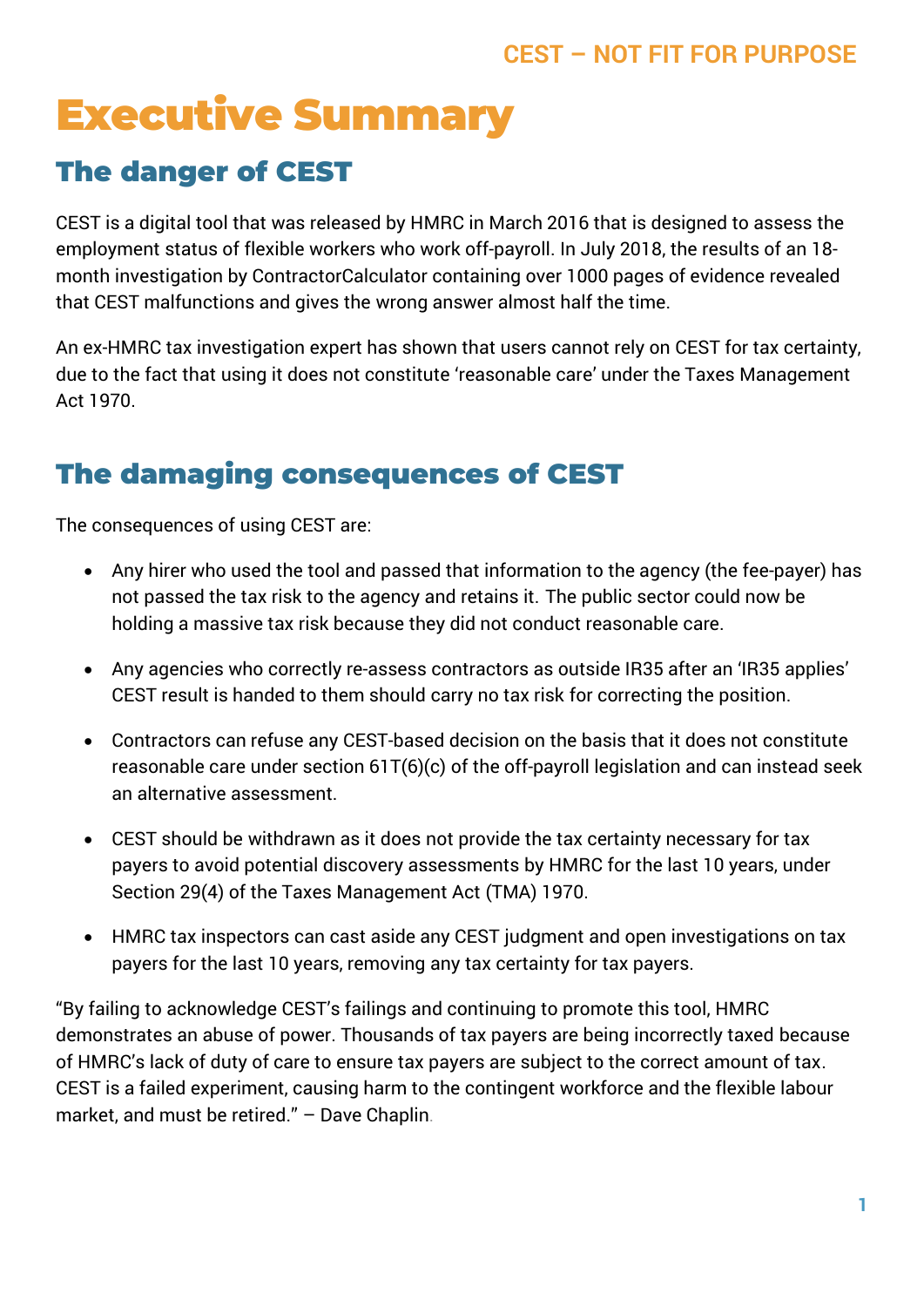# Executive Summary

## The danger of CEST

CEST is a digital tool that was released by HMRC in March 2016 that is designed to assess the employment status of flexible workers who work off-payroll. In July 2018, the results of an 18-month investigation by ContractorCalculator containing over 1000 pages of evidence revealed that CEST malfunctions and gives the wrong answer almost half the time.

An ex-HMRC tax investigation expert has shown that users cannot rely on CEST for tax certainty, due to the fact that using it does not constitute 'reasonable care' under the Taxes Management Act 1970.

## The damaging consequences of CEST

The consequences of using CEST are:

- Any hirer who used the tool and passed that information to the agency (the fee-payer) has not passed the tax risk to the agency and retains it. The public sector could now be holding a massive tax risk because they did not conduct reasonable care.
- Any agencies who correctly re-assess contractors as outside IR35 after an 'IR35 applies' CEST result is handed to them should carry no tax risk for correcting the position.
- Contractors can refuse any CEST-based decision on the basis that it does not constitute reasonable care under section 61T(6)(c) of the off-payroll legislation and can instead seek an alternative assessment.
- CEST should be withdrawn as it does not provide the tax certainty necessary for tax payers to avoid potential discovery assessments by HMRC for the last 10 years, under Section 29(4) of the Taxes Management Act (TMA) 1970.
- HMRC tax inspectors can cast aside any CEST judgment and open investigations on tax payers for the last 10 years, removing any tax certainty for tax payers.

"By failing to acknowledge CEST's failings and continuing to promote this tool, HMRC demonstrates an abuse of power. Thousands of tax payers are being incorrectly taxed because of HMRC's lack of duty of care to ensure tax payers are subject to the correct amount of tax. CEST is a failed experiment, causing harm to the contingent workforce and the flexible labour market, and must be retired." – Dave Chaplin.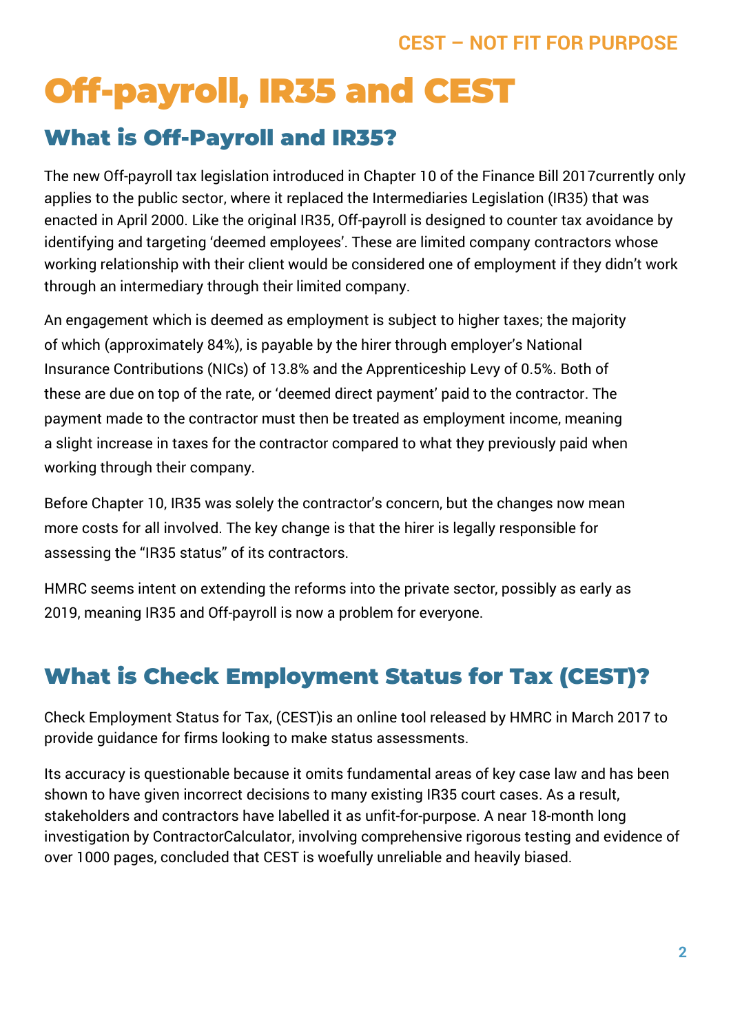# Off-payroll, IR35 and CEST

## What is Off-Payroll and IR35?

The new Off-payroll tax legislation introduced in Chapter 10 of the Finance Bill 2017currently only applies to the public sector, where it replaced the Intermediaries Legislation (IR35) that was enacted in April 2000. Like the original IR35, Off-payroll is designed to counter tax avoidance by identifying and targeting 'deemed employees'. These are limited company contractors whose working relationship with their client would be considered one of employment if they didn't work through an intermediary through their limited company.

An engagement which is deemed as employment is subject to higher taxes; the majority of which (approximately 84%), is payable by the hirer through employer's National Insurance Contributions (NICs) of 13.8% and the Apprenticeship Levy of 0.5%. Both of these are due on top of the rate, or 'deemed direct payment' paid to the contractor. The payment made to the contractor must then be treated as employment income, meaning a slight increase in taxes for the contractor compared to what they previously paid when working through their company.

Before Chapter 10, IR35 was solely the contractor's concern, but the changes now mean more costs for all involved. The key change is that the hirer is legally responsible for assessing the "IR35 status" of its contractors.

HMRC seems intent on extending the reforms into the private sector, possibly as early as 2019, meaning IR35 and Off-payroll is now a problem for everyone.

## What is Check Employment Status for Tax (CEST)?

Check Employment Status for Tax, (CEST)is an online tool released by HMRC in March 2017 to provide guidance for firms looking to make status assessments.

Its accuracy is questionable because it omits fundamental areas of key case law and has been shown to have given incorrect decisions to many existing IR35 court cases. As a result, stakeholders and contractors have labelled it as unfit-for-purpose. A near 18-month long investigation by ContractorCalculator, involving comprehensive rigorous testing and evidence of over 1000 pages, concluded that CEST is woefully unreliable and heavily biased.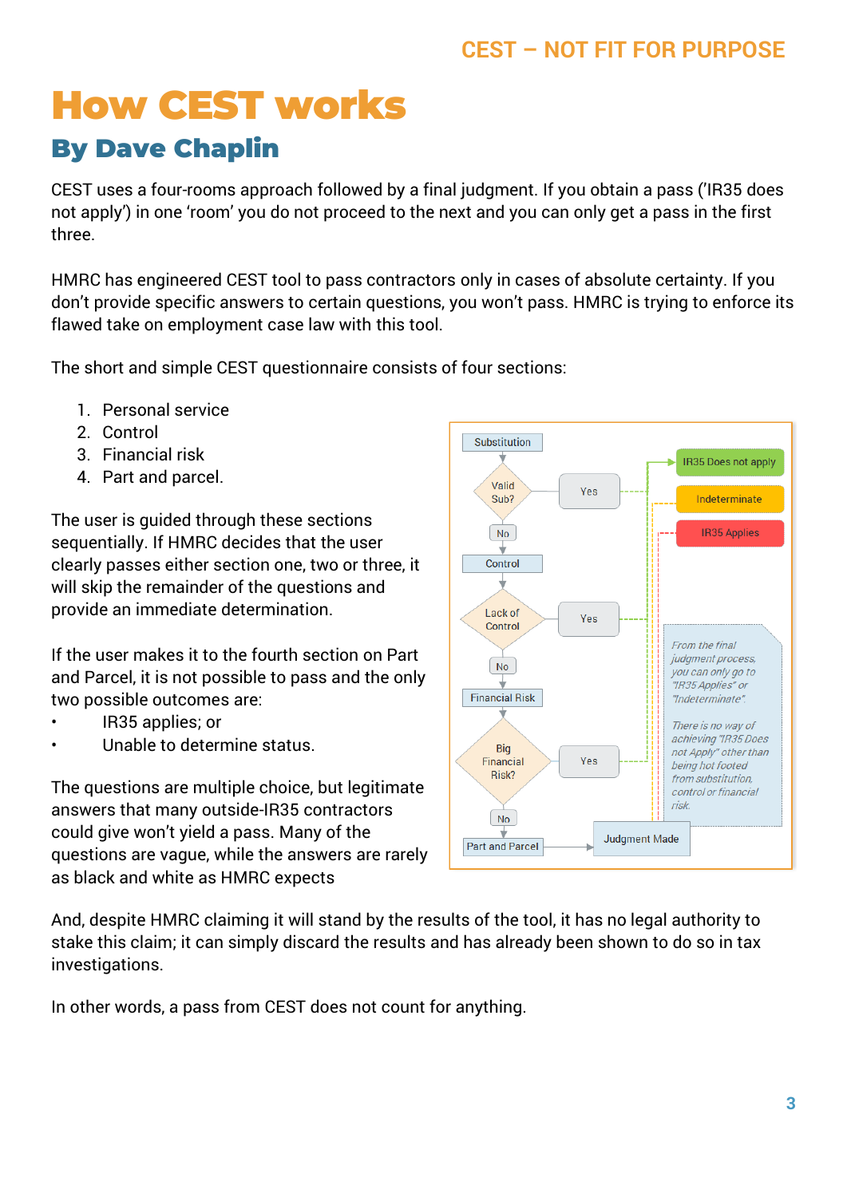# How CEST works

## By Dave Chaplin

CEST uses a four-rooms approach followed by a final judgment. If you obtain a pass ('IR35 does not apply') in one 'room' you do not proceed to the next and you can only get a pass in the first three.

HMRC has engineered CEST tool to pass contractors only in cases of absolute certainty. If you don't provide specific answers to certain questions, you won't pass. HMRC is trying to enforce its flawed take on employment case law with this tool.

The short and simple CEST questionnaire consists of four sections:

1. Personal service
2. Control
3. Financial risk
4. Part and parcel.

The user is guided through these sections sequentially. If HMRC decides that the user clearly passes either section one, two or three, it will skip the remainder of the questions and provide an immediate determination.

If the user makes it to the fourth section on Part and Parcel, it is not possible to pass and the only two possible outcomes are:

- IR35 applies; or
- Unable to determine status.

The questions are multiple choice, but legitimate answers that many outside-IR35 contractors could give won't yield a pass. Many of the questions are vague, while the answers are rarely as black and white as HMRC expects

Substitution → Valid Sub? → Yes → IR35 Does not apply / No → Control → Lack of Control? → Yes → IR35 Does not apply / No → Financial Risk → Big Financial Risk? → Yes → IR35 Does not apply / No → Part and Parcel → Judgment Made → Indeterminate / IR35 Applies

*From the final judgment process, you can only go to "IR35 Applies" or "Indeterminate".*

*There is no way of achieving "IR35 Does not Apply" other than being hot footed from substitution, control or financial risk.*

And, despite HMRC claiming it will stand by the results of the tool, it has no legal authority to stake this claim; it can simply discard the results and has already been shown to do so in tax investigations.

In other words, a pass from CEST does not count for anything.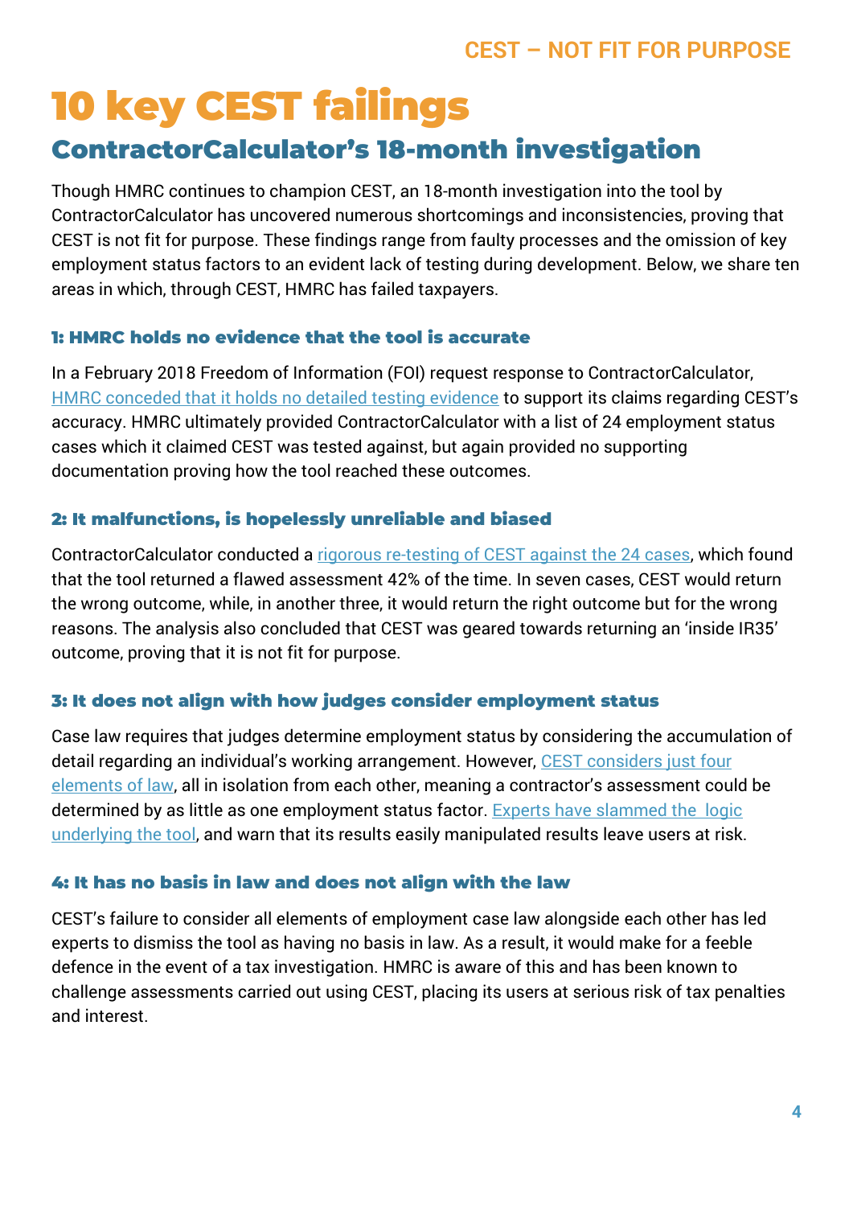# 10 key CEST failings

## ContractorCalculator's 18-month investigation

Though HMRC continues to champion CEST, an 18-month investigation into the tool by ContractorCalculator has uncovered numerous shortcomings and inconsistencies, proving that CEST is not fit for purpose. These findings range from faulty processes and the omission of key employment status factors to an evident lack of testing during development. Below, we share ten areas in which, through CEST, HMRC has failed taxpayers.

### 1: HMRC holds no evidence that the tool is accurate

In a February 2018 Freedom of Information (FOI) request response to ContractorCalculator, HMRC conceded that it holds no detailed testing evidence to support its claims regarding CEST's accuracy. HMRC ultimately provided ContractorCalculator with a list of 24 employment status cases which it claimed CEST was tested against, but again provided no supporting documentation proving how the tool reached these outcomes.

### 2: It malfunctions, is hopelessly unreliable and biased

ContractorCalculator conducted a rigorous re-testing of CEST against the 24 cases, which found that the tool returned a flawed assessment 42% of the time. In seven cases, CEST would return the wrong outcome, while, in another three, it would return the right outcome but for the wrong reasons. The analysis also concluded that CEST was geared towards returning an 'inside IR35' outcome, proving that it is not fit for purpose.

### 3: It does not align with how judges consider employment status

Case law requires that judges determine employment status by considering the accumulation of detail regarding an individual's working arrangement. However, CEST considers just four elements of law, all in isolation from each other, meaning a contractor's assessment could be determined by as little as one employment status factor. Experts have slammed the logic underlying the tool, and warn that its results easily manipulated results leave users at risk.

### 4: It has no basis in law and does not align with the law

CEST's failure to consider all elements of employment case law alongside each other has led experts to dismiss the tool as having no basis in law. As a result, it would make for a feeble defence in the event of a tax investigation. HMRC is aware of this and has been known to challenge assessments carried out using CEST, placing its users at serious risk of tax penalties and interest.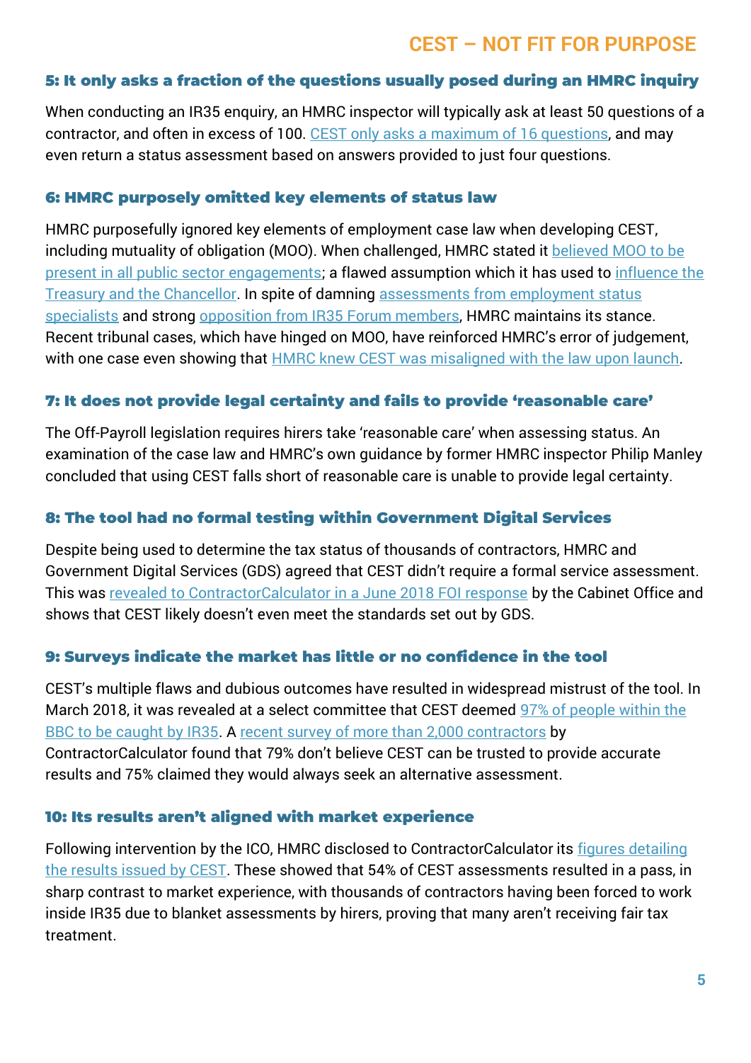### 5: It only asks a fraction of the questions usually posed during an HMRC inquiry

When conducting an IR35 enquiry, an HMRC inspector will typically ask at least 50 questions of a contractor, and often in excess of 100. CEST only asks a maximum of 16 questions, and may even return a status assessment based on answers provided to just four questions.

### 6: HMRC purposely omitted key elements of status law

HMRC purposefully ignored key elements of employment case law when developing CEST, including mutuality of obligation (MOO). When challenged, HMRC stated it believed MOO to be present in all public sector engagements; a flawed assumption which it has used to influence the Treasury and the Chancellor. In spite of damning assessments from employment status specialists and strong opposition from IR35 Forum members, HMRC maintains its stance. Recent tribunal cases, which have hinged on MOO, have reinforced HMRC's error of judgement, with one case even showing that HMRC knew CEST was misaligned with the law upon launch.

### 7: It does not provide legal certainty and fails to provide 'reasonable care'

The Off-Payroll legislation requires hirers take 'reasonable care' when assessing status. An examination of the case law and HMRC's own guidance by former HMRC inspector Philip Manley concluded that using CEST falls short of reasonable care is unable to provide legal certainty.

### 8: The tool had no formal testing within Government Digital Services

Despite being used to determine the tax status of thousands of contractors, HMRC and Government Digital Services (GDS) agreed that CEST didn't require a formal service assessment. This was revealed to ContractorCalculator in a June 2018 FOI response by the Cabinet Office and shows that CEST likely doesn't even meet the standards set out by GDS.

### 9: Surveys indicate the market has little or no confidence in the tool

CEST's multiple flaws and dubious outcomes have resulted in widespread mistrust of the tool. In March 2018, it was revealed at a select committee that CEST deemed 97% of people within the BBC to be caught by IR35. A recent survey of more than 2,000 contractors by ContractorCalculator found that 79% don't believe CEST can be trusted to provide accurate results and 75% claimed they would always seek an alternative assessment.

### 10: Its results aren't aligned with market experience

Following intervention by the ICO, HMRC disclosed to ContractorCalculator its figures detailing the results issued by CEST. These showed that 54% of CEST assessments resulted in a pass, in sharp contrast to market experience, with thousands of contractors having been forced to work inside IR35 due to blanket assessments by hirers, proving that many aren't receiving fair tax treatment.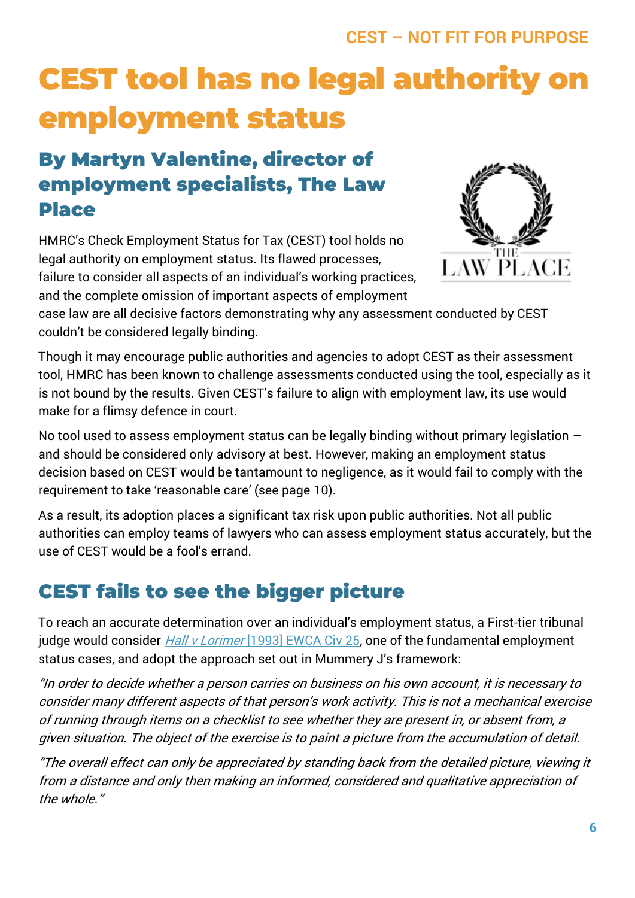# CEST tool has no legal authority on employment status

## By Martyn Valentine, director of employment specialists, The Law Place

HMRC's Check Employment Status for Tax (CEST) tool holds no legal authority on employment status. Its flawed processes, failure to consider all aspects of an individual's working practices, and the complete omission of important aspects of employment case law are all decisive factors demonstrating why any assessment conducted by CEST couldn't be considered legally binding.

Though it may encourage public authorities and agencies to adopt CEST as their assessment tool, HMRC has been known to challenge assessments conducted using the tool, especially as it is not bound by the results. Given CEST's failure to align with employment law, its use would make for a flimsy defence in court.

No tool used to assess employment status can be legally binding without primary legislation – and should be considered only advisory at best. However, making an employment status decision based on CEST would be tantamount to negligence, as it would fail to comply with the requirement to take 'reasonable care' (see page 10).

As a result, its adoption places a significant tax risk upon public authorities. Not all public authorities can employ teams of lawyers who can assess employment status accurately, but the use of CEST would be a fool's errand.

## CEST fails to see the bigger picture

To reach an accurate determination over an individual's employment status, a First-tier tribunal judge would consider *Hall v Lorimer* [1993] EWCA Civ 25, one of the fundamental employment status cases, and adopt the approach set out in Mummery J's framework:

*"In order to decide whether a person carries on business on his own account, it is necessary to consider many different aspects of that person's work activity. This is not a mechanical exercise of running through items on a checklist to see whether they are present in, or absent from, a given situation. The object of the exercise is to paint a picture from the accumulation of detail.*

*"The overall effect can only be appreciated by standing back from the detailed picture, viewing it from a distance and only then making an informed, considered and qualitative appreciation of the whole."*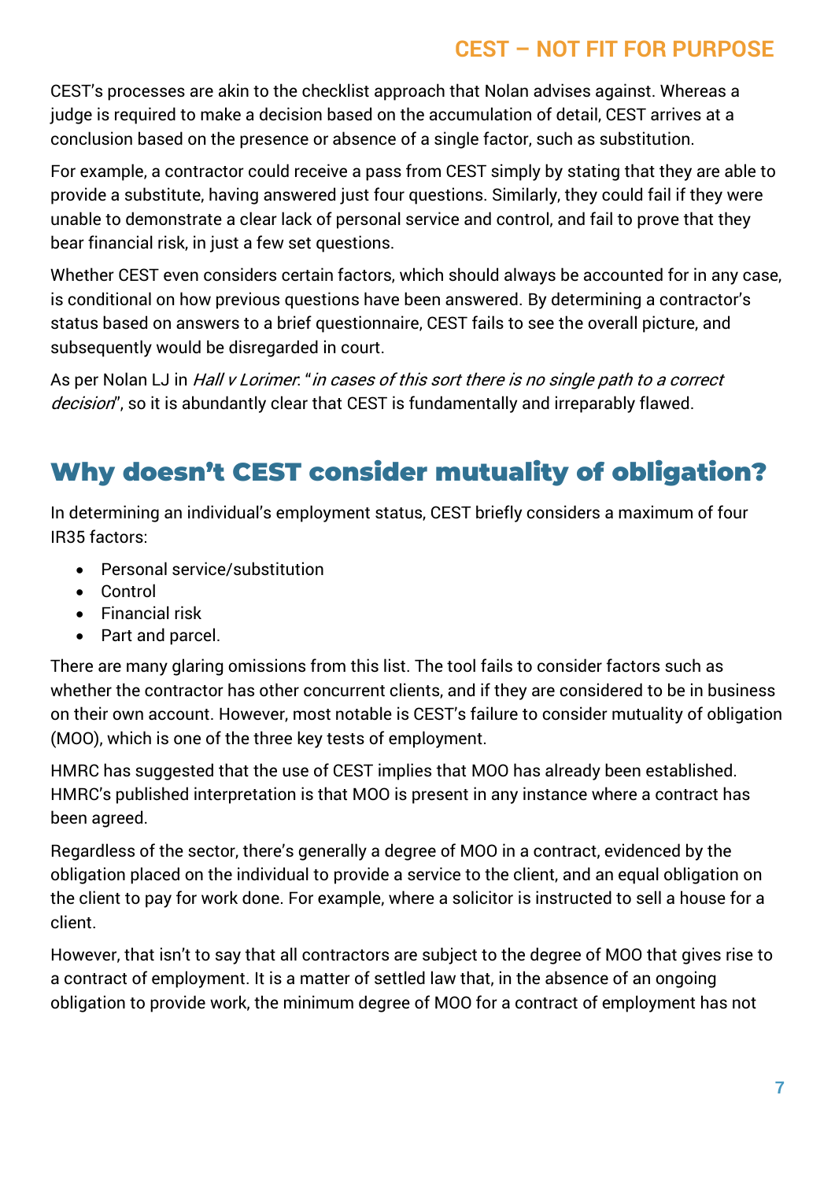CEST's processes are akin to the checklist approach that Nolan advises against. Whereas a judge is required to make a decision based on the accumulation of detail, CEST arrives at a conclusion based on the presence or absence of a single factor, such as substitution.

For example, a contractor could receive a pass from CEST simply by stating that they are able to provide a substitute, having answered just four questions. Similarly, they could fail if they were unable to demonstrate a clear lack of personal service and control, and fail to prove that they bear financial risk, in just a few set questions.

Whether CEST even considers certain factors, which should always be accounted for in any case, is conditional on how previous questions have been answered. By determining a contractor's status based on answers to a brief questionnaire, CEST fails to see the overall picture, and subsequently would be disregarded in court.

As per Nolan LJ in *Hall v Lorimer*: "*in cases of this sort there is no single path to a correct decision*", so it is abundantly clear that CEST is fundamentally and irreparably flawed.

## Why doesn't CEST consider mutuality of obligation?

In determining an individual's employment status, CEST briefly considers a maximum of four IR35 factors:

- Personal service/substitution
- Control
- Financial risk
- Part and parcel.

There are many glaring omissions from this list. The tool fails to consider factors such as whether the contractor has other concurrent clients, and if they are considered to be in business on their own account. However, most notable is CEST's failure to consider mutuality of obligation (MOO), which is one of the three key tests of employment.

HMRC has suggested that the use of CEST implies that MOO has already been established. HMRC's published interpretation is that MOO is present in any instance where a contract has been agreed.

Regardless of the sector, there's generally a degree of MOO in a contract, evidenced by the obligation placed on the individual to provide a service to the client, and an equal obligation on the client to pay for work done. For example, where a solicitor is instructed to sell a house for a client.

However, that isn't to say that all contractors are subject to the degree of MOO that gives rise to a contract of employment. It is a matter of settled law that, in the absence of an ongoing obligation to provide work, the minimum degree of MOO for a contract of employment has not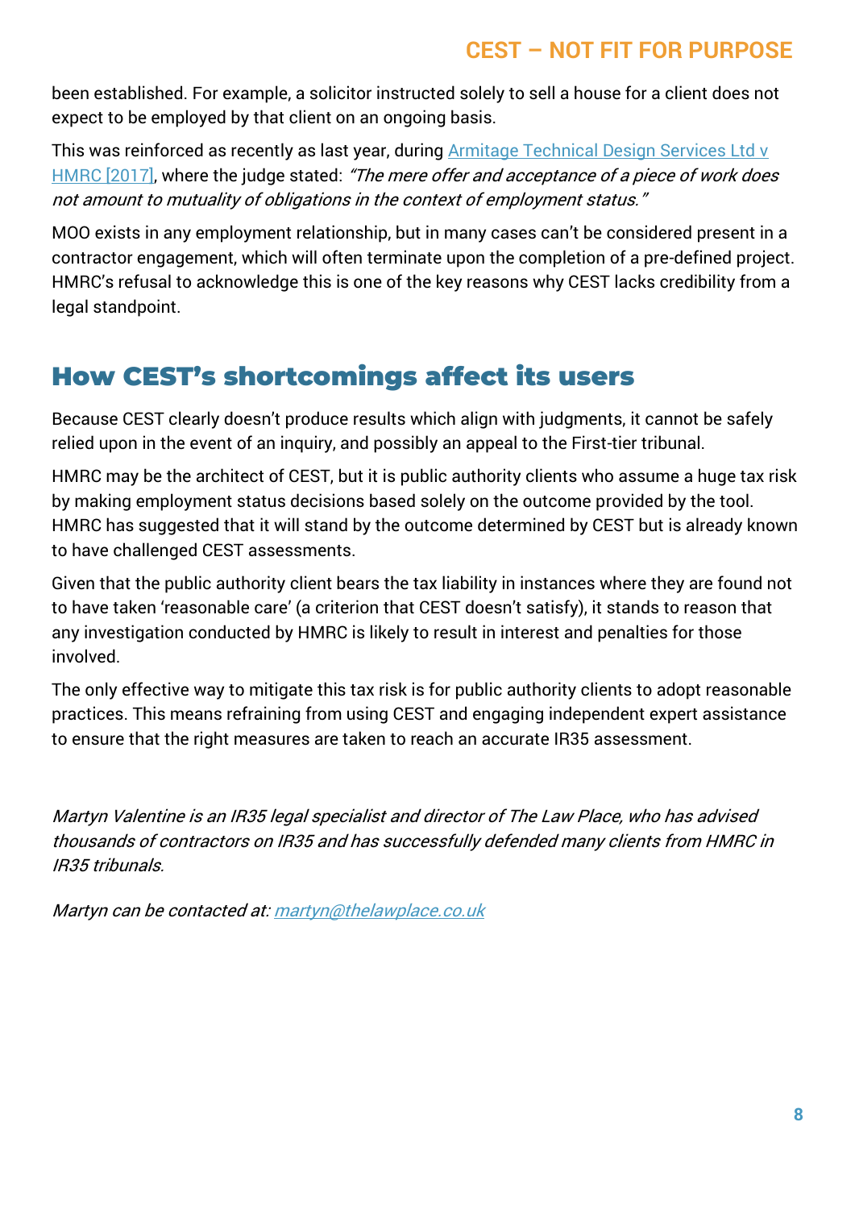been established. For example, a solicitor instructed solely to sell a house for a client does not expect to be employed by that client on an ongoing basis.

This was reinforced as recently as last year, during [Armitage Technical Design Services Ltd v HMRC [2017]](), where the judge stated: *"The mere offer and acceptance of a piece of work does not amount to mutuality of obligations in the context of employment status."*

MOO exists in any employment relationship, but in many cases can't be considered present in a contractor engagement, which will often terminate upon the completion of a pre-defined project. HMRC's refusal to acknowledge this is one of the key reasons why CEST lacks credibility from a legal standpoint.

## How CEST's shortcomings affect its users

Because CEST clearly doesn't produce results which align with judgments, it cannot be safely relied upon in the event of an inquiry, and possibly an appeal to the First-tier tribunal.

HMRC may be the architect of CEST, but it is public authority clients who assume a huge tax risk by making employment status decisions based solely on the outcome provided by the tool. HMRC has suggested that it will stand by the outcome determined by CEST but is already known to have challenged CEST assessments.

Given that the public authority client bears the tax liability in instances where they are found not to have taken 'reasonable care' (a criterion that CEST doesn't satisfy), it stands to reason that any investigation conducted by HMRC is likely to result in interest and penalties for those involved.

The only effective way to mitigate this tax risk is for public authority clients to adopt reasonable practices. This means refraining from using CEST and engaging independent expert assistance to ensure that the right measures are taken to reach an accurate IR35 assessment.

*Martyn Valentine is an IR35 legal specialist and director of The Law Place, who has advised thousands of contractors on IR35 and has successfully defended many clients from HMRC in IR35 tribunals.*

*Martyn can be contacted at: [martyn@thelawplace.co.uk](mailto:martyn@thelawplace.co.uk)*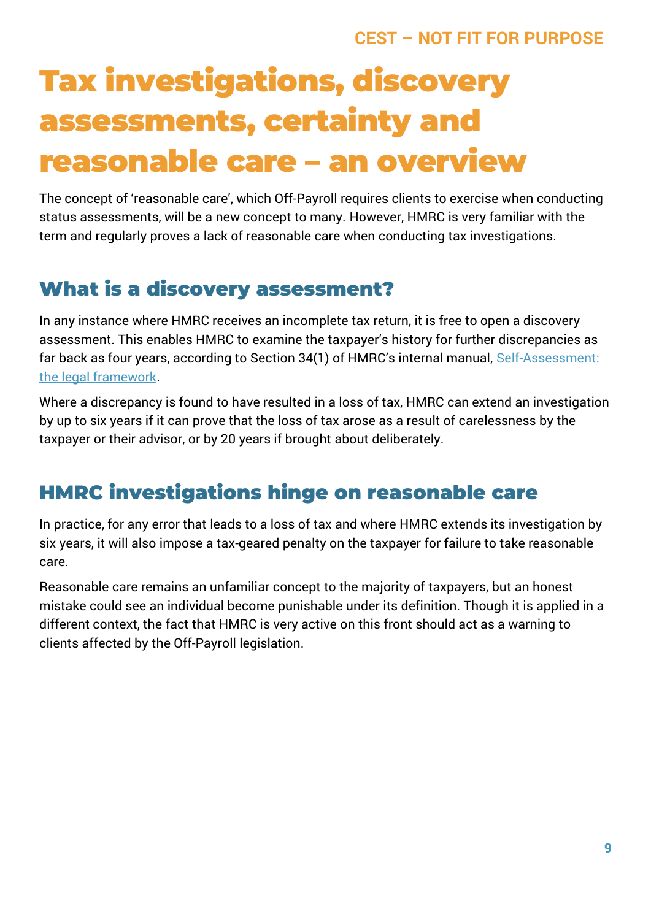# Tax investigations, discovery assessments, certainty and reasonable care – an overview

The concept of 'reasonable care', which Off-Payroll requires clients to exercise when conducting status assessments, will be a new concept to many. However, HMRC is very familiar with the term and regularly proves a lack of reasonable care when conducting tax investigations.

## What is a discovery assessment?

In any instance where HMRC receives an incomplete tax return, it is free to open a discovery assessment. This enables HMRC to examine the taxpayer's history for further discrepancies as far back as four years, according to Section 34(1) of HMRC's internal manual, [Self-Assessment: the legal framework](#).

Where a discrepancy is found to have resulted in a loss of tax, HMRC can extend an investigation by up to six years if it can prove that the loss of tax arose as a result of carelessness by the taxpayer or their advisor, or by 20 years if brought about deliberately.

## HMRC investigations hinge on reasonable care

In practice, for any error that leads to a loss of tax and where HMRC extends its investigation by six years, it will also impose a tax-geared penalty on the taxpayer for failure to take reasonable care.

Reasonable care remains an unfamiliar concept to the majority of taxpayers, but an honest mistake could see an individual become punishable under its definition. Though it is applied in a different context, the fact that HMRC is very active on this front should act as a warning to clients affected by the Off-Payroll legislation.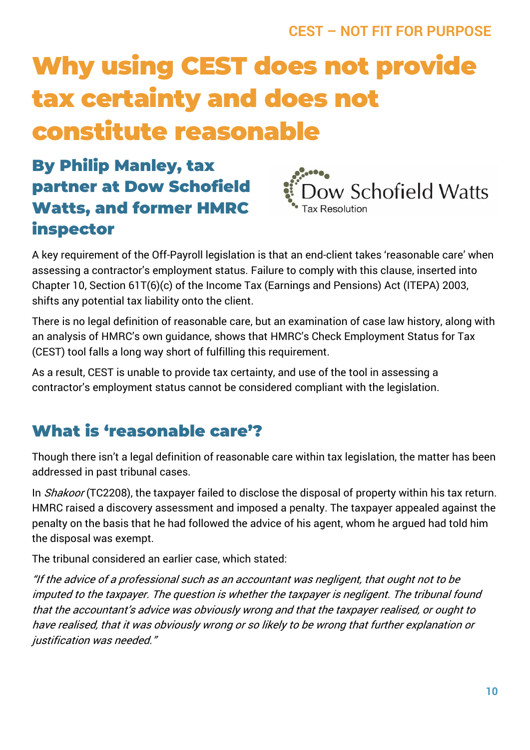# Why using CEST does not provide tax certainty and does not constitute reasonable

## By Philip Manley, tax partner at Dow Schofield Watts, and former HMRC inspector

A key requirement of the Off-Payroll legislation is that an end-client takes 'reasonable care' when assessing a contractor's employment status. Failure to comply with this clause, inserted into Chapter 10, Section 61T(6)(c) of the Income Tax (Earnings and Pensions) Act (ITEPA) 2003, shifts any potential tax liability onto the client.

There is no legal definition of reasonable care, but an examination of case law history, along with an analysis of HMRC's own guidance, shows that HMRC's Check Employment Status for Tax (CEST) tool falls a long way short of fulfilling this requirement.

As a result, CEST is unable to provide tax certainty, and use of the tool in assessing a contractor's employment status cannot be considered compliant with the legislation.

## What is 'reasonable care'?

Though there isn't a legal definition of reasonable care within tax legislation, the matter has been addressed in past tribunal cases.

In *Shakoor* (TC2208), the taxpayer failed to disclose the disposal of property within his tax return. HMRC raised a discovery assessment and imposed a penalty. The taxpayer appealed against the penalty on the basis that he had followed the advice of his agent, whom he argued had told him the disposal was exempt.

The tribunal considered an earlier case, which stated:

*"If the advice of a professional such as an accountant was negligent, that ought not to be imputed to the taxpayer. The question is whether the taxpayer is negligent. The tribunal found that the accountant's advice was obviously wrong and that the taxpayer realised, or ought to have realised, that it was obviously wrong or so likely to be wrong that further explanation or justification was needed."*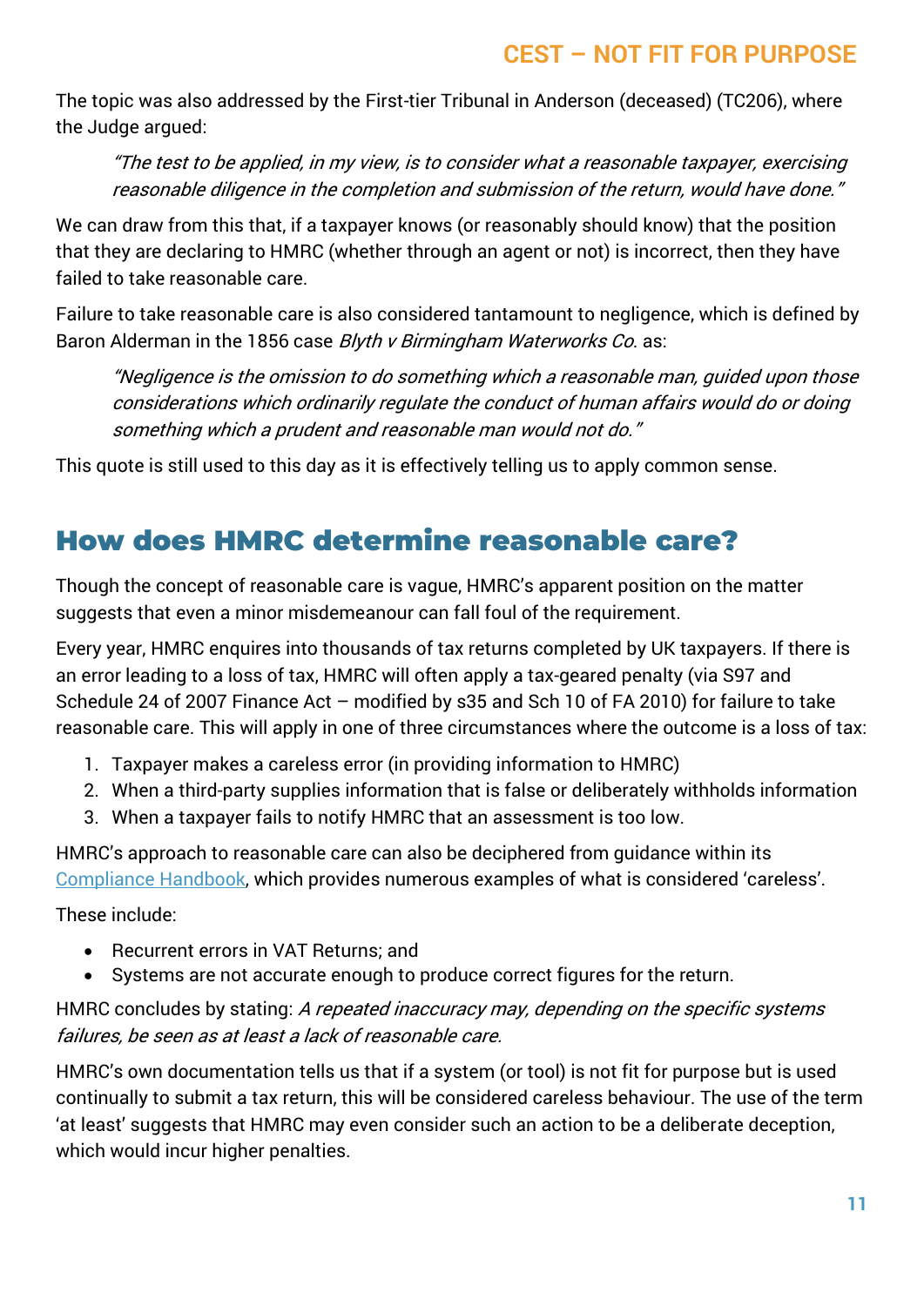The topic was also addressed by the First-tier Tribunal in Anderson (deceased) (TC206), where the Judge argued:

> *"The test to be applied, in my view, is to consider what a reasonable taxpayer, exercising reasonable diligence in the completion and submission of the return, would have done."*

We can draw from this that, if a taxpayer knows (or reasonably should know) that the position that they are declaring to HMRC (whether through an agent or not) is incorrect, then they have failed to take reasonable care.

Failure to take reasonable care is also considered tantamount to negligence, which is defined by Baron Alderman in the 1856 case *Blyth v Birmingham Waterworks Co.* as:

> *"Negligence is the omission to do something which a reasonable man, guided upon those considerations which ordinarily regulate the conduct of human affairs would do or doing something which a prudent and reasonable man would not do."*

This quote is still used to this day as it is effectively telling us to apply common sense.

## How does HMRC determine reasonable care?

Though the concept of reasonable care is vague, HMRC's apparent position on the matter suggests that even a minor misdemeanour can fall foul of the requirement.

Every year, HMRC enquires into thousands of tax returns completed by UK taxpayers. If there is an error leading to a loss of tax, HMRC will often apply a tax-geared penalty (via S97 and Schedule 24 of 2007 Finance Act – modified by s35 and Sch 10 of FA 2010) for failure to take reasonable care. This will apply in one of three circumstances where the outcome is a loss of tax:

1. Taxpayer makes a careless error (in providing information to HMRC)
2. When a third-party supplies information that is false or deliberately withholds information
3. When a taxpayer fails to notify HMRC that an assessment is too low.

HMRC's approach to reasonable care can also be deciphered from guidance within its Compliance Handbook, which provides numerous examples of what is considered 'careless'.

These include:

- Recurrent errors in VAT Returns; and
- Systems are not accurate enough to produce correct figures for the return.

HMRC concludes by stating: *A repeated inaccuracy may, depending on the specific systems failures, be seen as at least a lack of reasonable care.*

HMRC's own documentation tells us that if a system (or tool) is not fit for purpose but is used continually to submit a tax return, this will be considered careless behaviour. The use of the term 'at least' suggests that HMRC may even consider such an action to be a deliberate deception, which would incur higher penalties.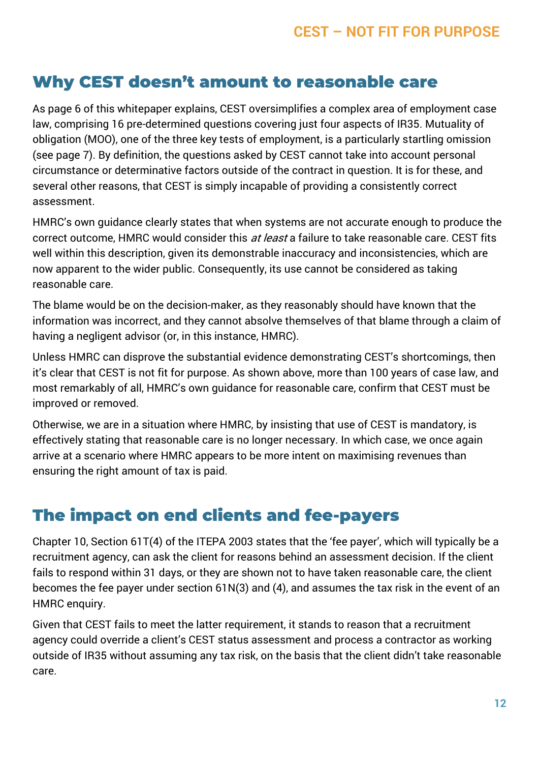## Why CEST doesn't amount to reasonable care

As page 6 of this whitepaper explains, CEST oversimplifies a complex area of employment case law, comprising 16 pre-determined questions covering just four aspects of IR35. Mutuality of obligation (MOO), one of the three key tests of employment, is a particularly startling omission (see page 7). By definition, the questions asked by CEST cannot take into account personal circumstance or determinative factors outside of the contract in question. It is for these, and several other reasons, that CEST is simply incapable of providing a consistently correct assessment.

HMRC's own guidance clearly states that when systems are not accurate enough to produce the correct outcome, HMRC would consider this *at least* a failure to take reasonable care. CEST fits well within this description, given its demonstrable inaccuracy and inconsistencies, which are now apparent to the wider public. Consequently, its use cannot be considered as taking reasonable care.

The blame would be on the decision-maker, as they reasonably should have known that the information was incorrect, and they cannot absolve themselves of that blame through a claim of having a negligent advisor (or, in this instance, HMRC).

Unless HMRC can disprove the substantial evidence demonstrating CEST's shortcomings, then it's clear that CEST is not fit for purpose. As shown above, more than 100 years of case law, and most remarkably of all, HMRC's own guidance for reasonable care, confirm that CEST must be improved or removed.

Otherwise, we are in a situation where HMRC, by insisting that use of CEST is mandatory, is effectively stating that reasonable care is no longer necessary. In which case, we once again arrive at a scenario where HMRC appears to be more intent on maximising revenues than ensuring the right amount of tax is paid.

## The impact on end clients and fee-payers

Chapter 10, Section 61T(4) of the ITEPA 2003 states that the 'fee payer', which will typically be a recruitment agency, can ask the client for reasons behind an assessment decision. If the client fails to respond within 31 days, or they are shown not to have taken reasonable care, the client becomes the fee payer under section 61N(3) and (4), and assumes the tax risk in the event of an HMRC enquiry.

Given that CEST fails to meet the latter requirement, it stands to reason that a recruitment agency could override a client's CEST status assessment and process a contractor as working outside of IR35 without assuming any tax risk, on the basis that the client didn't take reasonable care.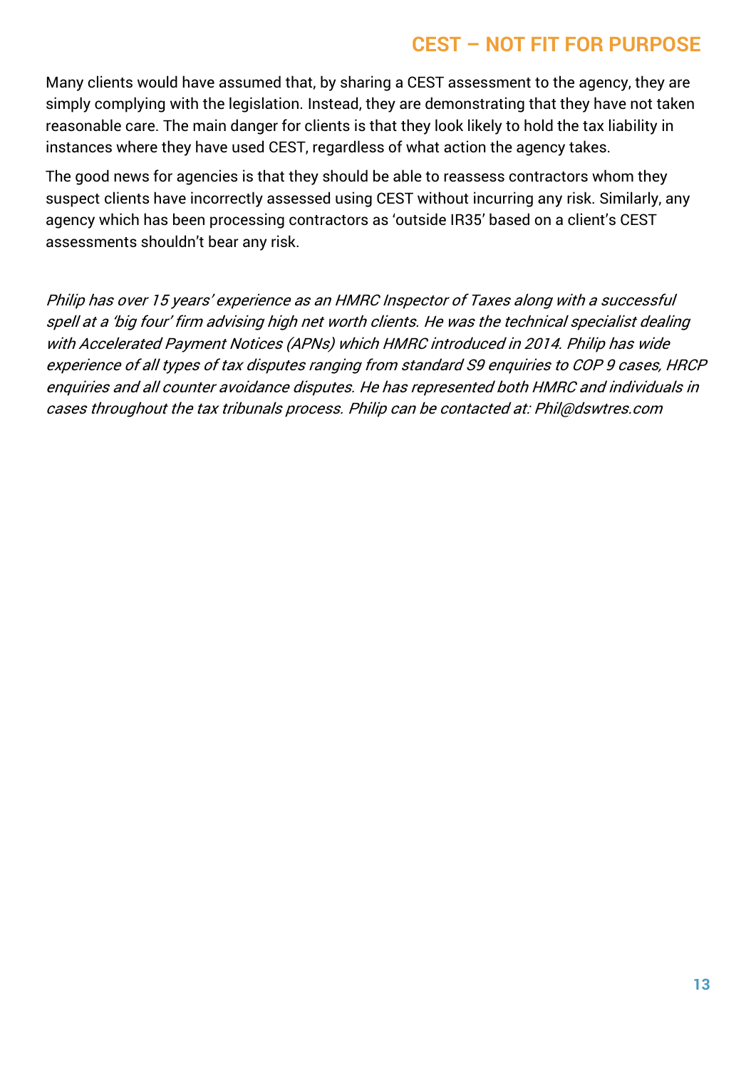Many clients would have assumed that, by sharing a CEST assessment to the agency, they are simply complying with the legislation. Instead, they are demonstrating that they have not taken reasonable care. The main danger for clients is that they look likely to hold the tax liability in instances where they have used CEST, regardless of what action the agency takes.

The good news for agencies is that they should be able to reassess contractors whom they suspect clients have incorrectly assessed using CEST without incurring any risk. Similarly, any agency which has been processing contractors as 'outside IR35' based on a client's CEST assessments shouldn't bear any risk.

*Philip has over 15 years' experience as an HMRC Inspector of Taxes along with a successful spell at a 'big four' firm advising high net worth clients. He was the technical specialist dealing with Accelerated Payment Notices (APNs) which HMRC introduced in 2014. Philip has wide experience of all types of tax disputes ranging from standard S9 enquiries to COP 9 cases, HRCP enquiries and all counter avoidance disputes. He has represented both HMRC and individuals in cases throughout the tax tribunals process. Philip can be contacted at: Phil@dswtres.com*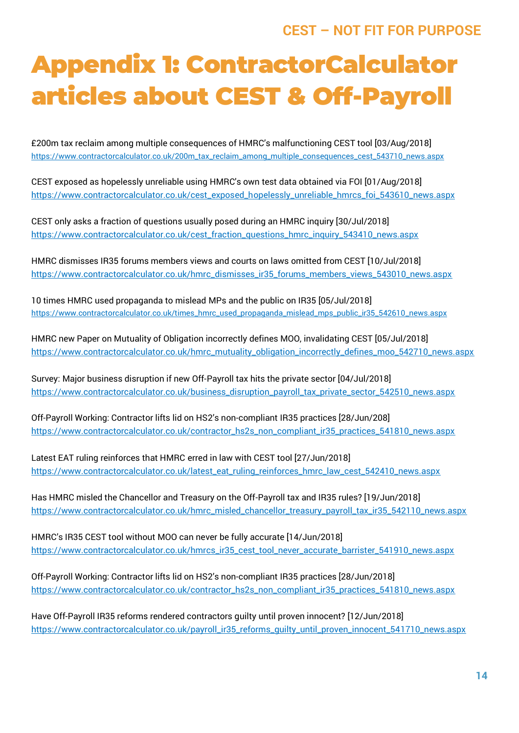# Appendix 1: ContractorCalculator articles about CEST & Off-Payroll

£200m tax reclaim among multiple consequences of HMRC's malfunctioning CEST tool [03/Aug/2018]
https://www.contractorcalculator.co.uk/200m_tax_reclaim_among_multiple_consequences_cest_543710_news.aspx

CEST exposed as hopelessly unreliable using HMRC's own test data obtained via FOI [01/Aug/2018]
https://www.contractorcalculator.co.uk/cest_exposed_hopelessly_unreliable_hmrcs_foi_543610_news.aspx

CEST only asks a fraction of questions usually posed during an HMRC inquiry [30/Jul/2018]
https://www.contractorcalculator.co.uk/cest_fraction_questions_hmrc_inquiry_543410_news.aspx

HMRC dismisses IR35 forums members views and courts on laws omitted from CEST [10/Jul/2018]
https://www.contractorcalculator.co.uk/hmrc_dismisses_ir35_forums_members_views_543010_news.aspx

10 times HMRC used propaganda to mislead MPs and the public on IR35 [05/Jul/2018]
https://www.contractorcalculator.co.uk/times_hmrc_used_propaganda_mislead_mps_public_ir35_542610_news.aspx

HMRC new Paper on Mutuality of Obligation incorrectly defines MOO, invalidating CEST [05/Jul/2018]
https://www.contractorcalculator.co.uk/hmrc_mutuality_obligation_incorrectly_defines_moo_542710_news.aspx

Survey: Major business disruption if new Off-Payroll tax hits the private sector [04/Jul/2018]
https://www.contractorcalculator.co.uk/business_disruption_payroll_tax_private_sector_542510_news.aspx

Off-Payroll Working: Contractor lifts lid on HS2's non-compliant IR35 practices [28/Jun/208]
https://www.contractorcalculator.co.uk/contractor_hs2s_non_compliant_ir35_practices_541810_news.aspx

Latest EAT ruling reinforces that HMRC erred in law with CEST tool [27/Jun/2018]
https://www.contractorcalculator.co.uk/latest_eat_ruling_reinforces_hmrc_law_cest_542410_news.aspx

Has HMRC misled the Chancellor and Treasury on the Off-Payroll tax and IR35 rules? [19/Jun/2018]
https://www.contractorcalculator.co.uk/hmrc_misled_chancellor_treasury_payroll_tax_ir35_542110_news.aspx

HMRC's IR35 CEST tool without MOO can never be fully accurate [14/Jun/2018]
https://www.contractorcalculator.co.uk/hmrcs_ir35_cest_tool_never_accurate_barrister_541910_news.aspx

Off-Payroll Working: Contractor lifts lid on HS2's non-compliant IR35 practices [28/Jun/2018]
https://www.contractorcalculator.co.uk/contractor_hs2s_non_compliant_ir35_practices_541810_news.aspx

Have Off-Payroll IR35 reforms rendered contractors guilty until proven innocent? [12/Jun/2018]
https://www.contractorcalculator.co.uk/payroll_ir35_reforms_guilty_until_proven_innocent_541710_news.aspx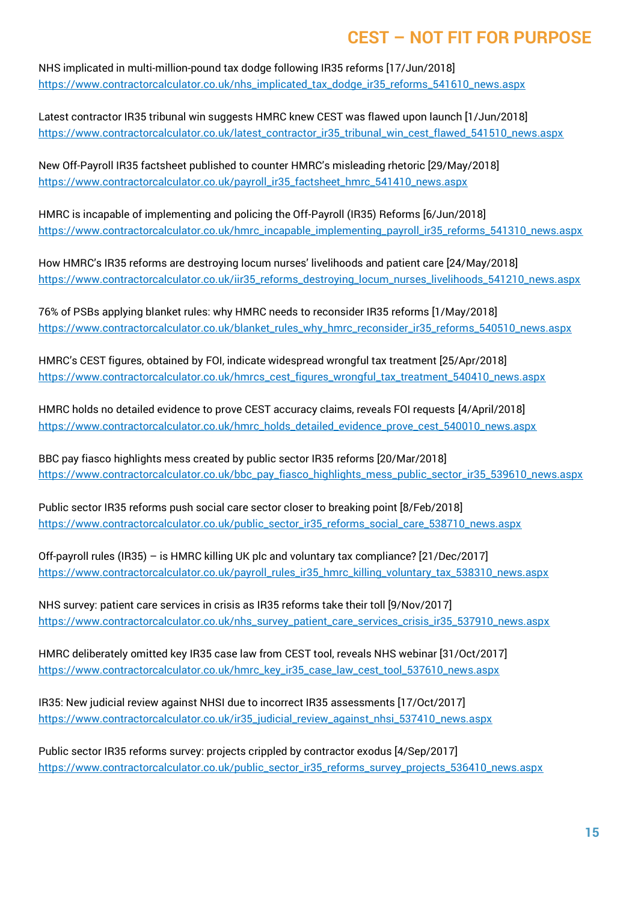NHS implicated in multi-million-pound tax dodge following IR35 reforms [17/Jun/2018]
https://www.contractorcalculator.co.uk/nhs_implicated_tax_dodge_ir35_reforms_541610_news.aspx

Latest contractor IR35 tribunal win suggests HMRC knew CEST was flawed upon launch [1/Jun/2018]
https://www.contractorcalculator.co.uk/latest_contractor_ir35_tribunal_win_cest_flawed_541510_news.aspx

New Off-Payroll IR35 factsheet published to counter HMRC's misleading rhetoric [29/May/2018]
https://www.contractorcalculator.co.uk/payroll_ir35_factsheet_hmrc_541410_news.aspx

HMRC is incapable of implementing and policing the Off-Payroll (IR35) Reforms [6/Jun/2018]
https://www.contractorcalculator.co.uk/hmrc_incapable_implementing_payroll_ir35_reforms_541310_news.aspx

How HMRC's IR35 reforms are destroying locum nurses' livelihoods and patient care [24/May/2018]
https://www.contractorcalculator.co.uk/iir35_reforms_destroying_locum_nurses_livelihoods_541210_news.aspx

76% of PSBs applying blanket rules: why HMRC needs to reconsider IR35 reforms [1/May/2018]
https://www.contractorcalculator.co.uk/blanket_rules_why_hmrc_reconsider_ir35_reforms_540510_news.aspx

HMRC's CEST figures, obtained by FOI, indicate widespread wrongful tax treatment [25/Apr/2018]
https://www.contractorcalculator.co.uk/hmrcs_cest_figures_wrongful_tax_treatment_540410_news.aspx

HMRC holds no detailed evidence to prove CEST accuracy claims, reveals FOI requests [4/April/2018]
https://www.contractorcalculator.co.uk/hmrc_holds_detailed_evidence_prove_cest_540010_news.aspx

BBC pay fiasco highlights mess created by public sector IR35 reforms [20/Mar/2018]
https://www.contractorcalculator.co.uk/bbc_pay_fiasco_highlights_mess_public_sector_ir35_539610_news.aspx

Public sector IR35 reforms push social care sector closer to breaking point [8/Feb/2018]
https://www.contractorcalculator.co.uk/public_sector_ir35_reforms_social_care_538710_news.aspx

Off-payroll rules (IR35) – is HMRC killing UK plc and voluntary tax compliance? [21/Dec/2017]
https://www.contractorcalculator.co.uk/payroll_rules_ir35_hmrc_killing_voluntary_tax_538310_news.aspx

NHS survey: patient care services in crisis as IR35 reforms take their toll [9/Nov/2017]
https://www.contractorcalculator.co.uk/nhs_survey_patient_care_services_crisis_ir35_537910_news.aspx

HMRC deliberately omitted key IR35 case law from CEST tool, reveals NHS webinar [31/Oct/2017]
https://www.contractorcalculator.co.uk/hmrc_key_ir35_case_law_cest_tool_537610_news.aspx

IR35: New judicial review against NHSI due to incorrect IR35 assessments [17/Oct/2017]
https://www.contractorcalculator.co.uk/ir35_judicial_review_against_nhsi_537410_news.aspx

Public sector IR35 reforms survey: projects crippled by contractor exodus [4/Sep/2017]
https://www.contractorcalculator.co.uk/public_sector_ir35_reforms_survey_projects_536410_news.aspx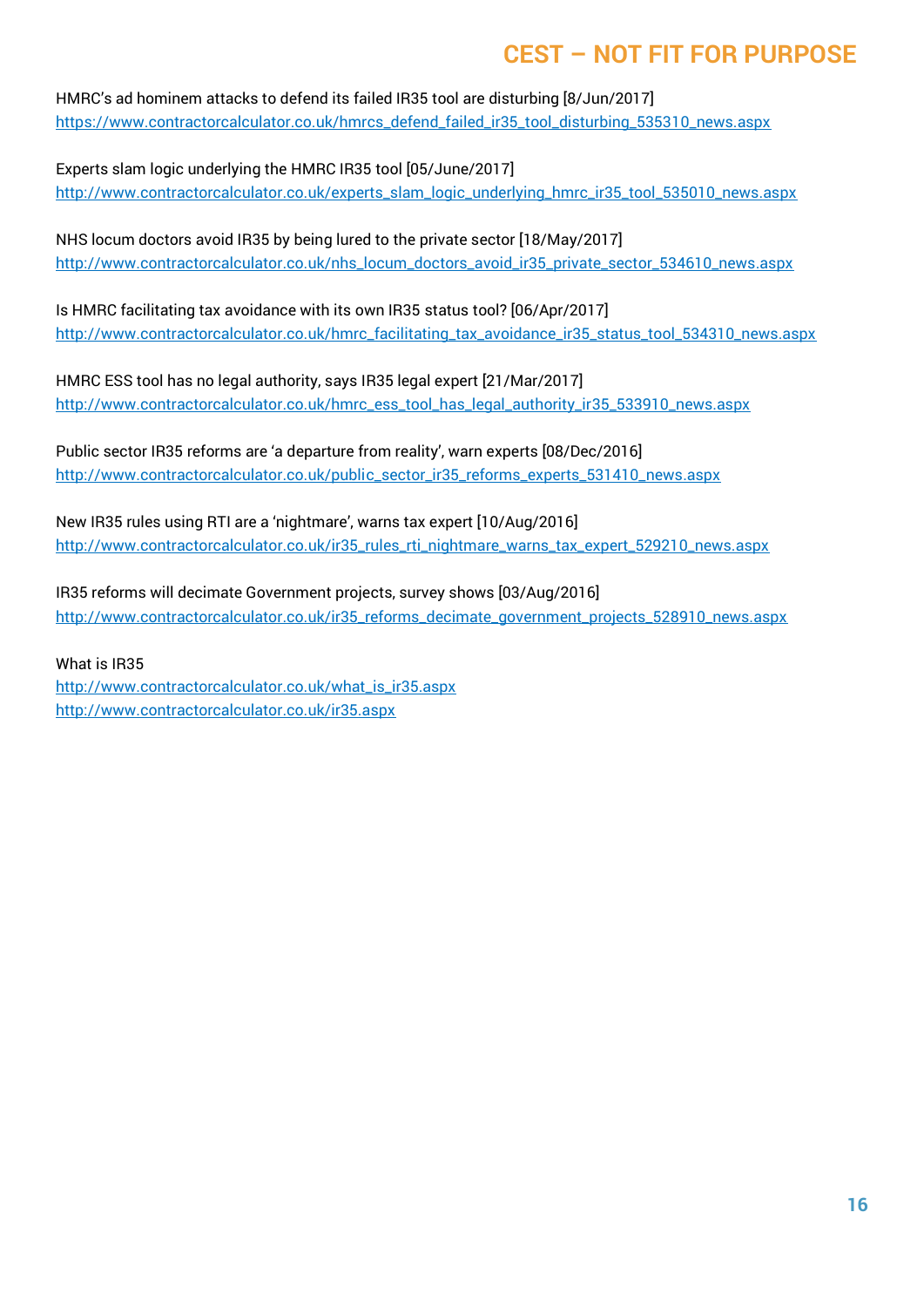HMRC's ad hominem attacks to defend its failed IR35 tool are disturbing [8/Jun/2017]
https://www.contractorcalculator.co.uk/hmrcs_defend_failed_ir35_tool_disturbing_535310_news.aspx

Experts slam logic underlying the HMRC IR35 tool [05/June/2017]
http://www.contractorcalculator.co.uk/experts_slam_logic_underlying_hmrc_ir35_tool_535010_news.aspx

NHS locum doctors avoid IR35 by being lured to the private sector [18/May/2017]
http://www.contractorcalculator.co.uk/nhs_locum_doctors_avoid_ir35_private_sector_534610_news.aspx

Is HMRC facilitating tax avoidance with its own IR35 status tool? [06/Apr/2017]
http://www.contractorcalculator.co.uk/hmrc_facilitating_tax_avoidance_ir35_status_tool_534310_news.aspx

HMRC ESS tool has no legal authority, says IR35 legal expert [21/Mar/2017]
http://www.contractorcalculator.co.uk/hmrc_ess_tool_has_legal_authority_ir35_533910_news.aspx

Public sector IR35 reforms are 'a departure from reality', warn experts [08/Dec/2016]
http://www.contractorcalculator.co.uk/public_sector_ir35_reforms_experts_531410_news.aspx

New IR35 rules using RTI are a 'nightmare', warns tax expert [10/Aug/2016]
http://www.contractorcalculator.co.uk/ir35_rules_rti_nightmare_warns_tax_expert_529210_news.aspx

IR35 reforms will decimate Government projects, survey shows [03/Aug/2016]
http://www.contractorcalculator.co.uk/ir35_reforms_decimate_government_projects_528910_news.aspx

What is IR35
http://www.contractorcalculator.co.uk/what_is_ir35.aspx
http://www.contractorcalculator.co.uk/ir35.aspx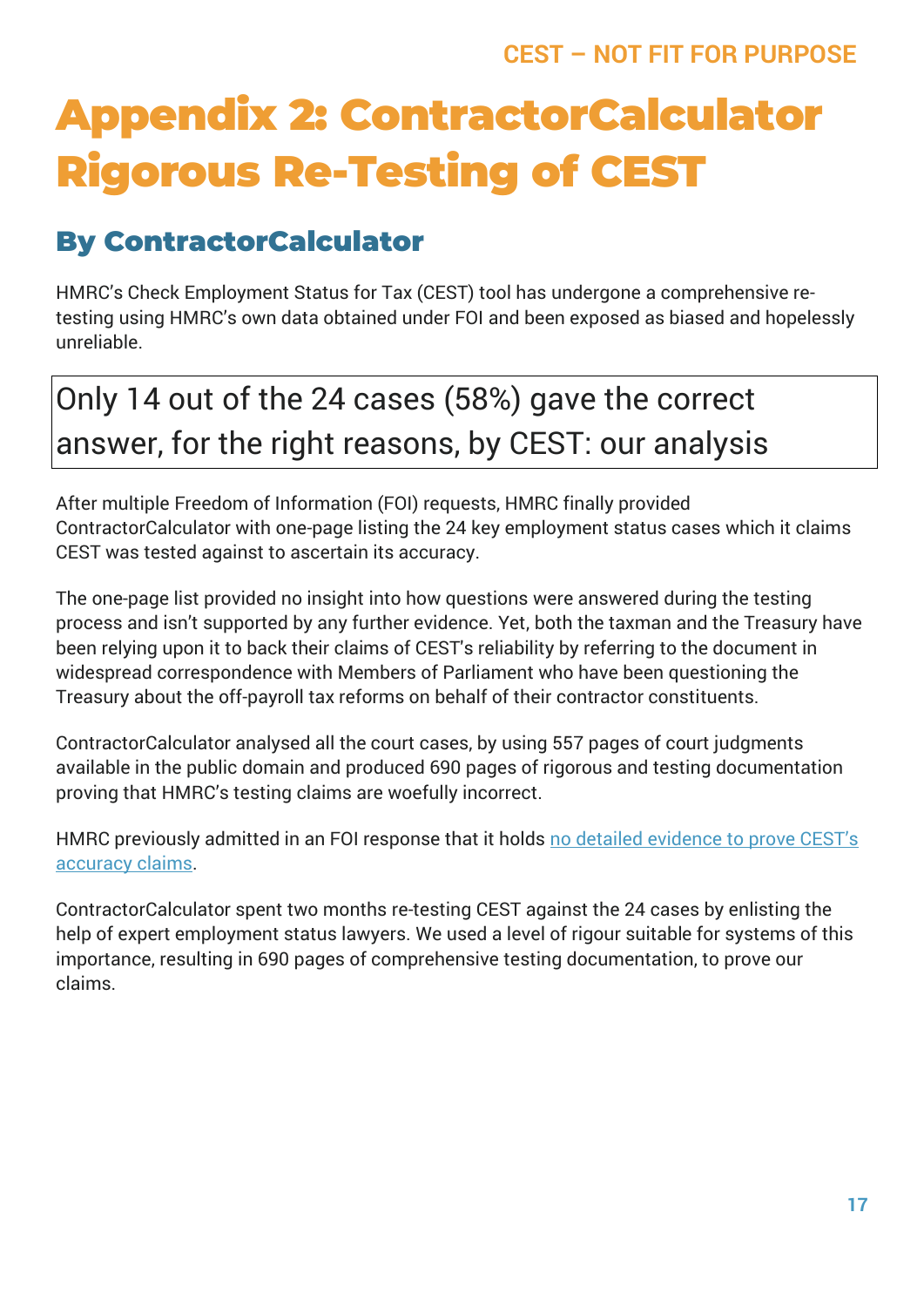# Appendix 2: ContractorCalculator Rigorous Re-Testing of CEST

## By ContractorCalculator

HMRC's Check Employment Status for Tax (CEST) tool has undergone a comprehensive re-testing using HMRC's own data obtained under FOI and been exposed as biased and hopelessly unreliable.

> Only 14 out of the 24 cases (58%) gave the correct answer, for the right reasons, by CEST: our analysis

After multiple Freedom of Information (FOI) requests, HMRC finally provided ContractorCalculator with one-page listing the 24 key employment status cases which it claims CEST was tested against to ascertain its accuracy.

The one-page list provided no insight into how questions were answered during the testing process and isn't supported by any further evidence. Yet, both the taxman and the Treasury have been relying upon it to back their claims of CEST's reliability by referring to the document in widespread correspondence with Members of Parliament who have been questioning the Treasury about the off-payroll tax reforms on behalf of their contractor constituents.

ContractorCalculator analysed all the court cases, by using 557 pages of court judgments available in the public domain and produced 690 pages of rigorous and testing documentation proving that HMRC's testing claims are woefully incorrect.

HMRC previously admitted in an FOI response that it holds no detailed evidence to prove CEST's accuracy claims.

ContractorCalculator spent two months re-testing CEST against the 24 cases by enlisting the help of expert employment status lawyers. We used a level of rigour suitable for systems of this importance, resulting in 690 pages of comprehensive testing documentation, to prove our claims.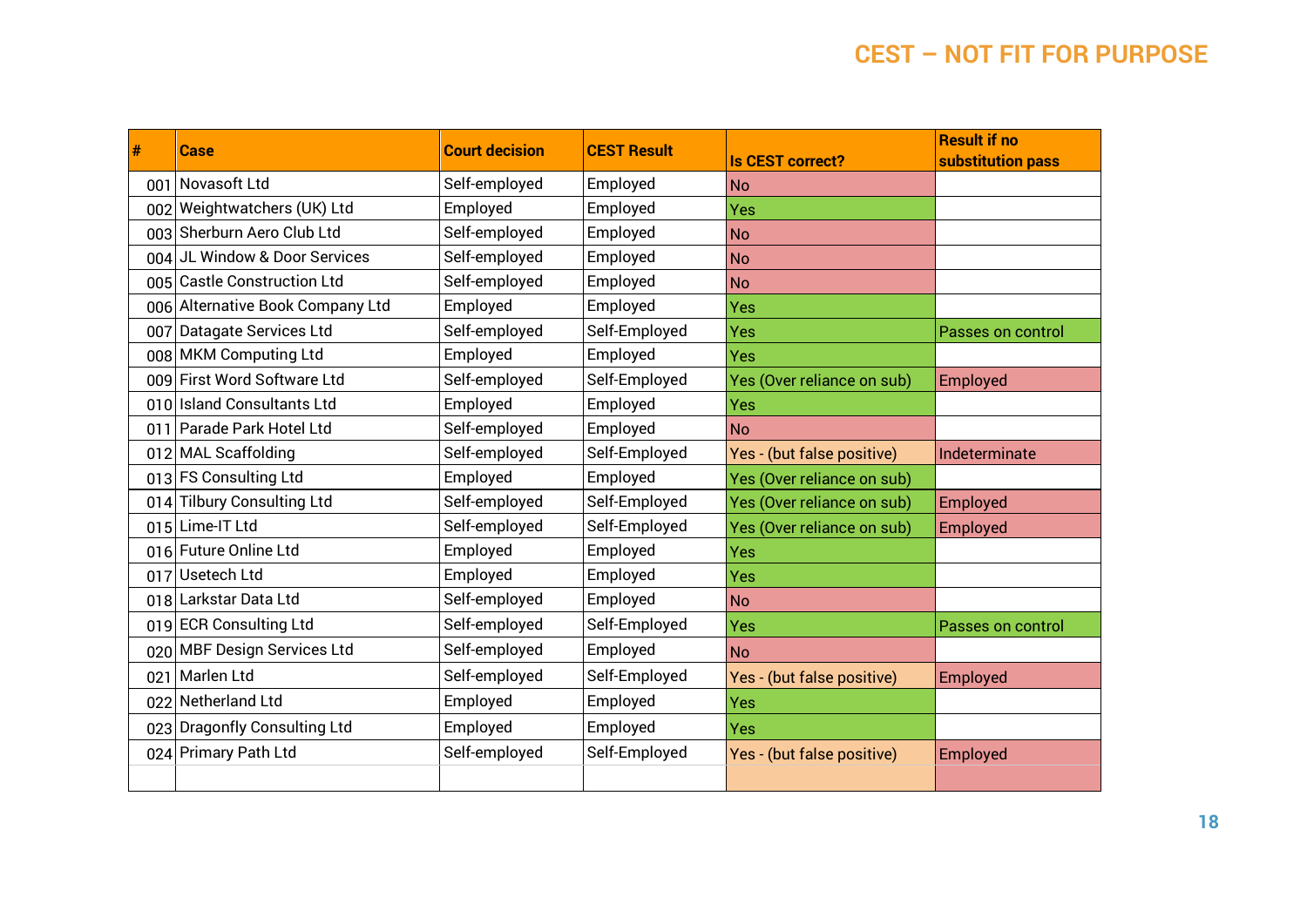# CEST – NOT FIT FOR PURPOSE

| # | Case | Court decision | CEST Result | Is CEST correct? | Result if no substitution pass |
|---|---|---|---|---|---|
| 001 | Novasoft Ltd | Self-employed | Employed | No | |
| 002 | Weightwatchers (UK) Ltd | Employed | Employed | Yes | |
| 003 | Sherburn Aero Club Ltd | Self-employed | Employed | No | |
| 004 | JL Window & Door Services | Self-employed | Employed | No | |
| 005 | Castle Construction Ltd | Self-employed | Employed | No | |
| 006 | Alternative Book Company Ltd | Employed | Employed | Yes | |
| 007 | Datagate Services Ltd | Self-employed | Self-Employed | Yes | Passes on control |
| 008 | MKM Computing Ltd | Employed | Employed | Yes | |
| 009 | First Word Software Ltd | Self-employed | Self-Employed | Yes (Over reliance on sub) | Employed |
| 010 | Island Consultants Ltd | Employed | Employed | Yes | |
| 011 | Parade Park Hotel Ltd | Self-employed | Employed | No | |
| 012 | MAL Scaffolding | Self-employed | Self-Employed | Yes - (but false positive) | Indeterminate |
| 013 | FS Consulting Ltd | Employed | Employed | Yes (Over reliance on sub) | |
| 014 | Tilbury Consulting Ltd | Self-employed | Self-Employed | Yes (Over reliance on sub) | Employed |
| 015 | Lime-IT Ltd | Self-employed | Self-Employed | Yes (Over reliance on sub) | Employed |
| 016 | Future Online Ltd | Employed | Employed | Yes | |
| 017 | Usetech Ltd | Employed | Employed | Yes | |
| 018 | Larkstar Data Ltd | Self-employed | Employed | No | |
| 019 | ECR Consulting Ltd | Self-employed | Self-Employed | Yes | Passes on control |
| 020 | MBF Design Services Ltd | Self-employed | Employed | No | |
| 021 | Marlen Ltd | Self-employed | Self-Employed | Yes - (but false positive) | Employed |
| 022 | Netherland Ltd | Employed | Employed | Yes | |
| 023 | Dragonfly Consulting Ltd | Employed | Employed | Yes | |
| 024 | Primary Path Ltd | Self-employed | Self-Employed | Yes - (but false positive) | Employed |
| | | | | | |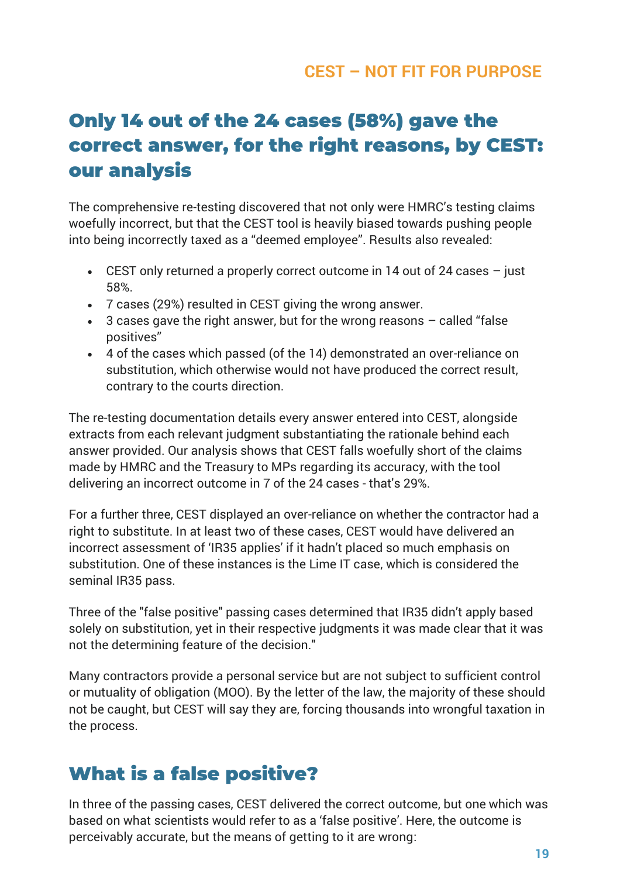## Only 14 out of the 24 cases (58%) gave the correct answer, for the right reasons, by CEST: our analysis

The comprehensive re-testing discovered that not only were HMRC's testing claims woefully incorrect, but that the CEST tool is heavily biased towards pushing people into being incorrectly taxed as a "deemed employee". Results also revealed:

- CEST only returned a properly correct outcome in 14 out of 24 cases – just 58%.
- 7 cases (29%) resulted in CEST giving the wrong answer.
- 3 cases gave the right answer, but for the wrong reasons – called "false positives"
- 4 of the cases which passed (of the 14) demonstrated an over-reliance on substitution, which otherwise would not have produced the correct result, contrary to the courts direction.

The re-testing documentation details every answer entered into CEST, alongside extracts from each relevant judgment substantiating the rationale behind each answer provided. Our analysis shows that CEST falls woefully short of the claims made by HMRC and the Treasury to MPs regarding its accuracy, with the tool delivering an incorrect outcome in 7 of the 24 cases - that's 29%.

For a further three, CEST displayed an over-reliance on whether the contractor had a right to substitute. In at least two of these cases, CEST would have delivered an incorrect assessment of 'IR35 applies' if it hadn't placed so much emphasis on substitution. One of these instances is the Lime IT case, which is considered the seminal IR35 pass.

Three of the "false positive" passing cases determined that IR35 didn't apply based solely on substitution, yet in their respective judgments it was made clear that it was not the determining feature of the decision."

Many contractors provide a personal service but are not subject to sufficient control or mutuality of obligation (MOO). By the letter of the law, the majority of these should not be caught, but CEST will say they are, forcing thousands into wrongful taxation in the process.

## What is a false positive?

In three of the passing cases, CEST delivered the correct outcome, but one which was based on what scientists would refer to as a 'false positive'. Here, the outcome is perceivably accurate, but the means of getting to it are wrong: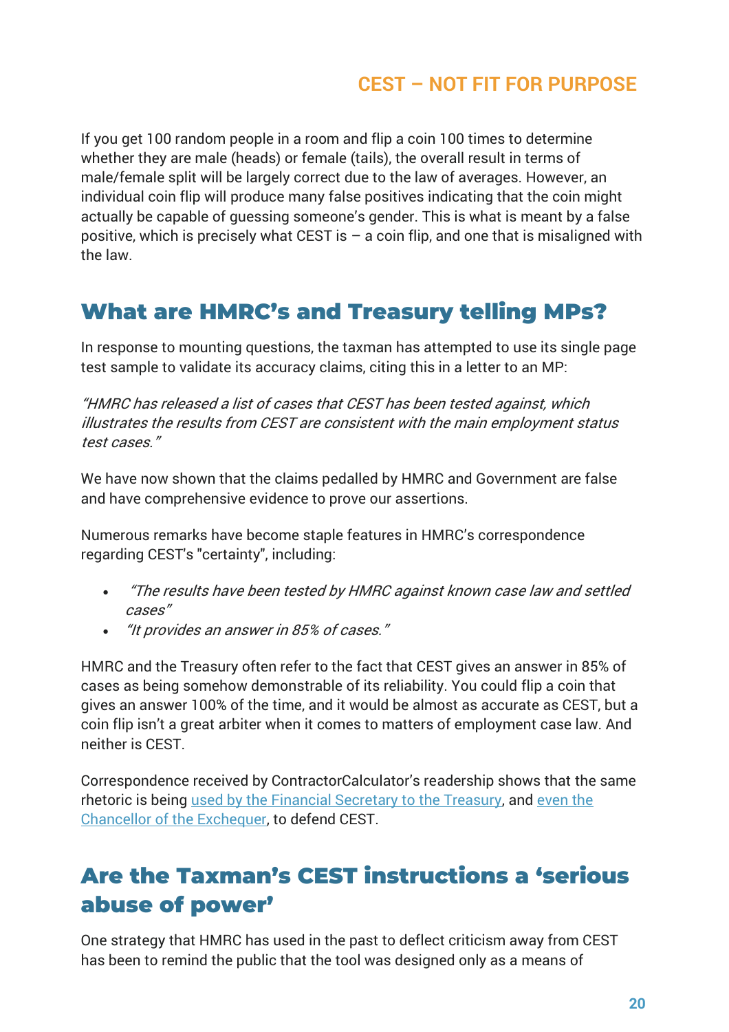If you get 100 random people in a room and flip a coin 100 times to determine whether they are male (heads) or female (tails), the overall result in terms of male/female split will be largely correct due to the law of averages. However, an individual coin flip will produce many false positives indicating that the coin might actually be capable of guessing someone's gender. This is what is meant by a false positive, which is precisely what CEST is – a coin flip, and one that is misaligned with the law.

## What are HMRC's and Treasury telling MPs?

In response to mounting questions, the taxman has attempted to use its single page test sample to validate its accuracy claims, citing this in a letter to an MP:

*"HMRC has released a list of cases that CEST has been tested against, which illustrates the results from CEST are consistent with the main employment status test cases."*

We have now shown that the claims pedalled by HMRC and Government are false and have comprehensive evidence to prove our assertions.

Numerous remarks have become staple features in HMRC's correspondence regarding CEST's "certainty", including:

- *"The results have been tested by HMRC against known case law and settled cases"*
- *"It provides an answer in 85% of cases."*

HMRC and the Treasury often refer to the fact that CEST gives an answer in 85% of cases as being somehow demonstrable of its reliability. You could flip a coin that gives an answer 100% of the time, and it would be almost as accurate as CEST, but a coin flip isn't a great arbiter when it comes to matters of employment case law. And neither is CEST.

Correspondence received by ContractorCalculator's readership shows that the same rhetoric is being used by the Financial Secretary to the Treasury, and even the Chancellor of the Exchequer, to defend CEST.

## Are the Taxman's CEST instructions a 'serious abuse of power'

One strategy that HMRC has used in the past to deflect criticism away from CEST has been to remind the public that the tool was designed only as a means of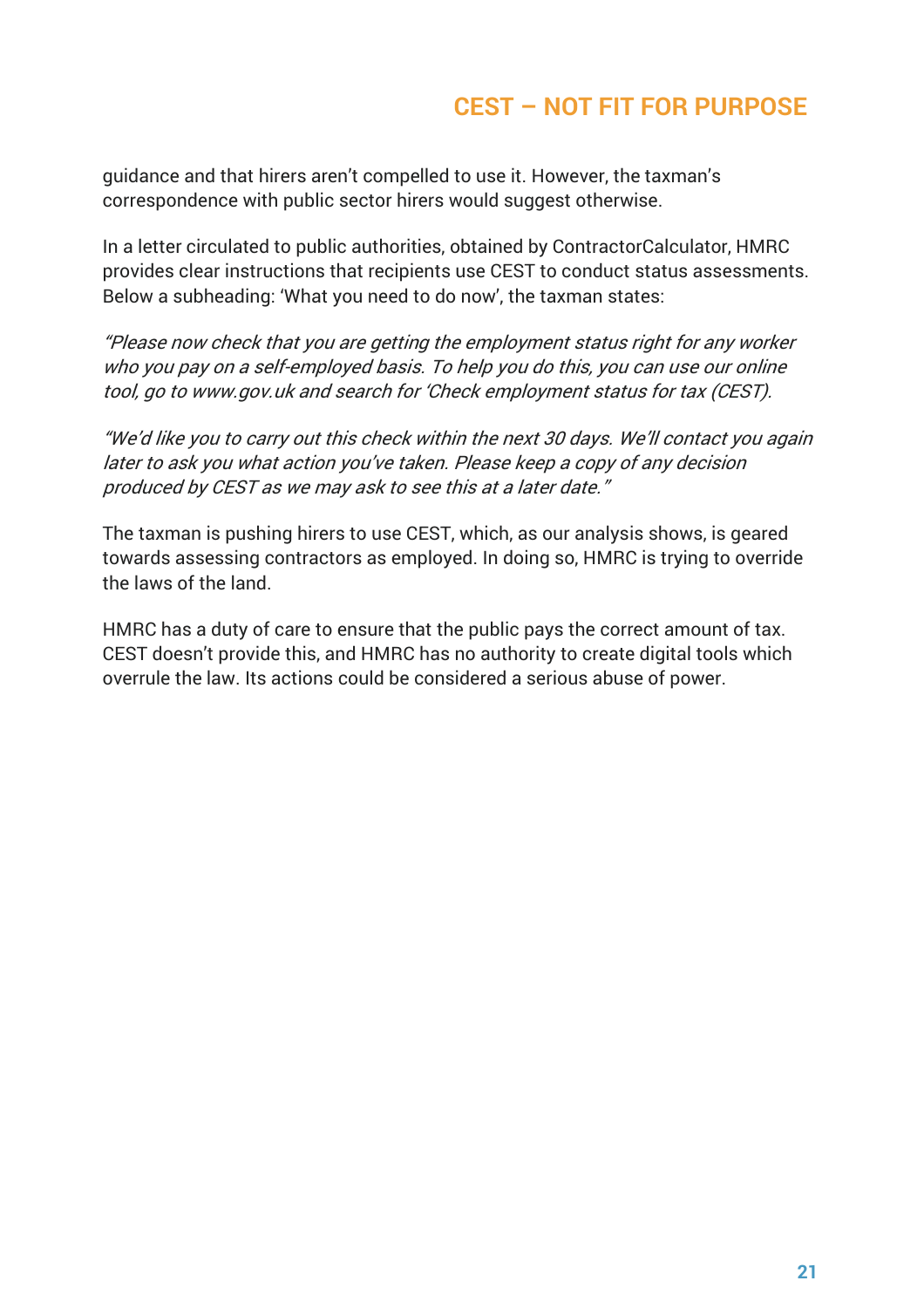guidance and that hirers aren't compelled to use it. However, the taxman's correspondence with public sector hirers would suggest otherwise.

In a letter circulated to public authorities, obtained by ContractorCalculator, HMRC provides clear instructions that recipients use CEST to conduct status assessments. Below a subheading: 'What you need to do now', the taxman states:

*"Please now check that you are getting the employment status right for any worker who you pay on a self-employed basis. To help you do this, you can use our online tool, go to www.gov.uk and search for 'Check employment status for tax (CEST).*

*"We'd like you to carry out this check within the next 30 days. We'll contact you again later to ask you what action you've taken. Please keep a copy of any decision produced by CEST as we may ask to see this at a later date."*

The taxman is pushing hirers to use CEST, which, as our analysis shows, is geared towards assessing contractors as employed. In doing so, HMRC is trying to override the laws of the land.

HMRC has a duty of care to ensure that the public pays the correct amount of tax. CEST doesn't provide this, and HMRC has no authority to create digital tools which overrule the law. Its actions could be considered a serious abuse of power.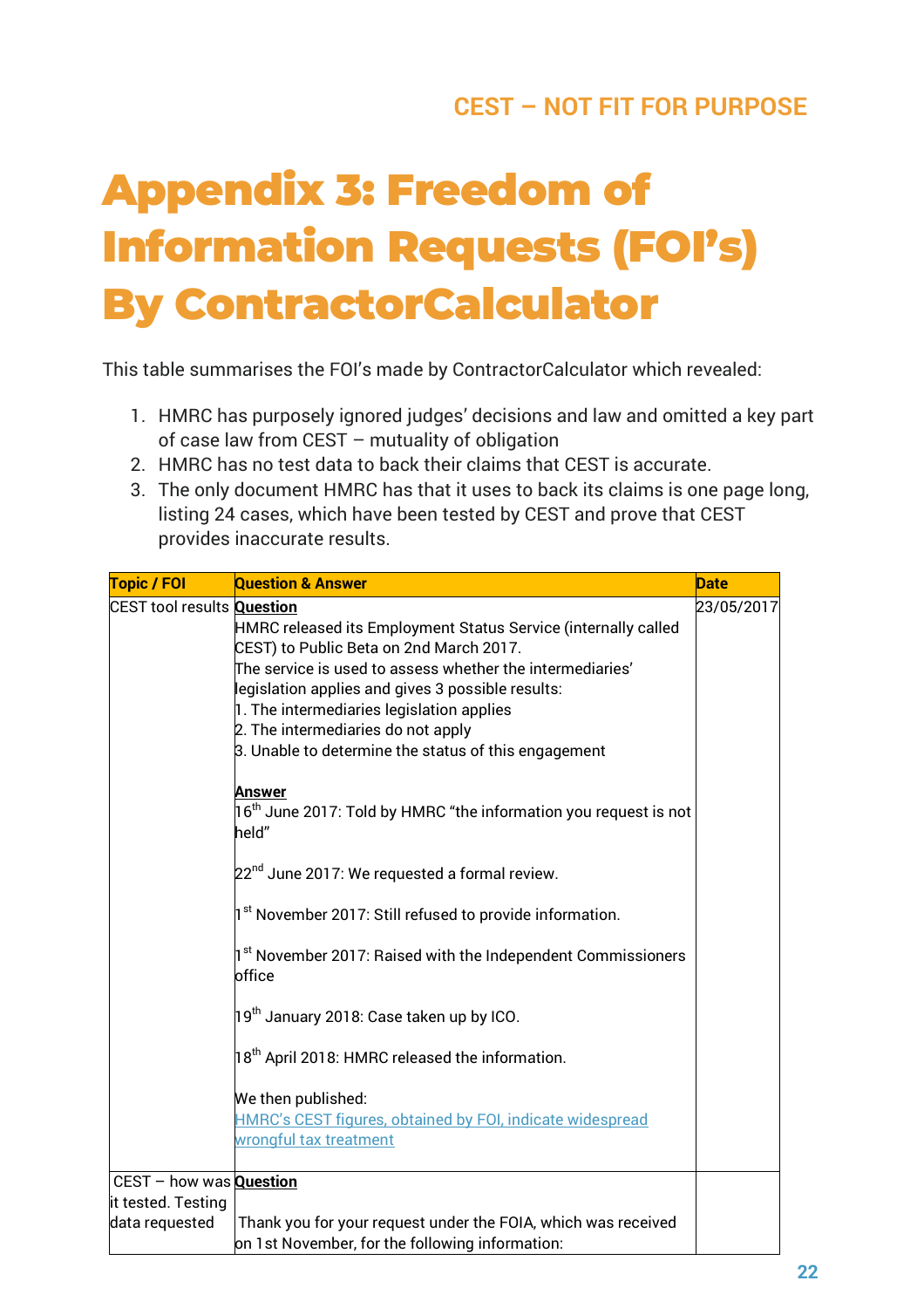# Appendix 3: Freedom of Information Requests (FOI's) By ContractorCalculator

This table summarises the FOI's made by ContractorCalculator which revealed:

1. HMRC has purposely ignored judges' decisions and law and omitted a key part of case law from CEST – mutuality of obligation
2. HMRC has no test data to back their claims that CEST is accurate.
3. The only document HMRC has that it uses to back its claims is one page long, listing 24 cases, which have been tested by CEST and prove that CEST provides inaccurate results.

| Topic / FOI | Question & Answer | Date |
|---|---|---|
| CEST tool results | **Question**<br>HMRC released its Employment Status Service (internally called CEST) to Public Beta on 2nd March 2017.<br>The service is used to assess whether the intermediaries' legislation applies and gives 3 possible results:<br>1. The intermediaries legislation applies<br>2. The intermediaries do not apply<br>3. Unable to determine the status of this engagement<br><br>**Answer**<br>16th June 2017: Told by HMRC "the information you request is not held"<br><br>22nd June 2017: We requested a formal review.<br><br>1st November 2017: Still refused to provide information.<br><br>1st November 2017: Raised with the Independent Commissioners office<br><br>19th January 2018: Case taken up by ICO.<br><br>18th April 2018: HMRC released the information.<br><br>We then published:<br>HMRC's CEST figures, obtained by FOI, indicate widespread wrongful tax treatment | 23/05/2017 |
| CEST – how was it tested. Testing data requested | **Question**<br><br>Thank you for your request under the FOIA, which was received on 1st November, for the following information: | |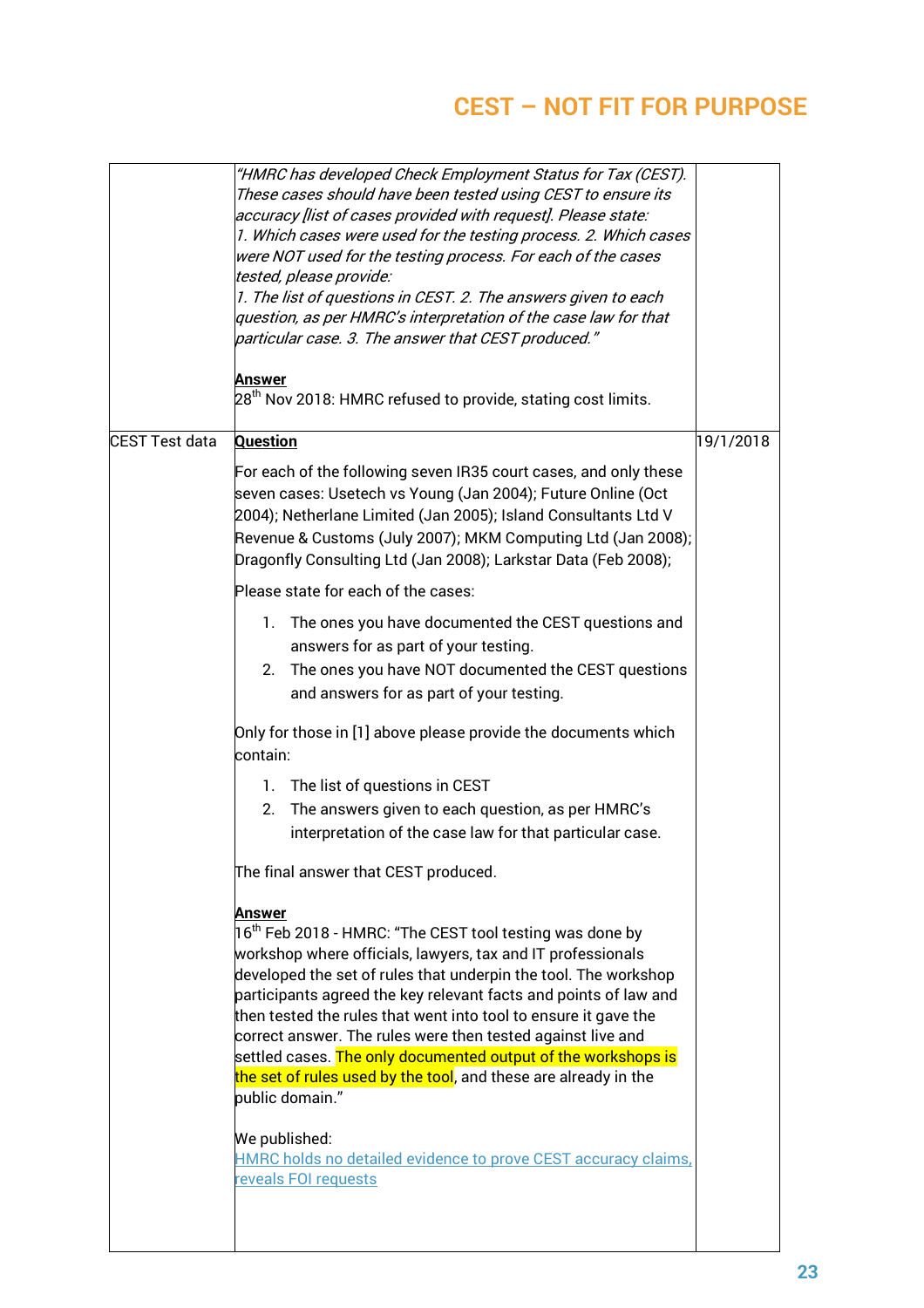# CEST – NOT FIT FOR PURPOSE

| | | |
|---|---|---|
| | *"HMRC has developed Check Employment Status for Tax (CEST). These cases should have been tested using CEST to ensure its accuracy [list of cases provided with request]. Please state: 1. Which cases were used for the testing process. 2. Which cases were NOT used for the testing process. For each of the cases tested, please provide: 1. The list of questions in CEST. 2. The answers given to each question, as per HMRC's interpretation of the case law for that particular case. 3. The answer that CEST produced."*<br><br>**Answer**<br>28th Nov 2018: HMRC refused to provide, stating cost limits. | |
| CEST Test data | **Question**<br><br>For each of the following seven IR35 court cases, and only these seven cases: Usetech vs Young (Jan 2004); Future Online (Oct 2004); Netherlane Limited (Jan 2005); Island Consultants Ltd V Revenue & Customs (July 2007); MKM Computing Ltd (Jan 2008); Dragonfly Consulting Ltd (Jan 2008); Larkstar Data (Feb 2008);<br><br>Please state for each of the cases:<br><br>1. The ones you have documented the CEST questions and answers for as part of your testing.<br>2. The ones you have NOT documented the CEST questions and answers for as part of your testing.<br><br>Only for those in [1] above please provide the documents which contain:<br><br>1. The list of questions in CEST<br>2. The answers given to each question, as per HMRC's interpretation of the case law for that particular case.<br><br>The final answer that CEST produced.<br><br>**Answer**<br>16th Feb 2018 - HMRC: "The CEST tool testing was done by workshop where officials, lawyers, tax and IT professionals developed the set of rules that underpin the tool. The workshop participants agreed the key relevant facts and points of law and then tested the rules that went into tool to ensure it gave the correct answer. The rules were then tested against live and settled cases. The only documented output of the workshops is the set of rules used by the tool, and these are already in the public domain."<br><br>We published:<br>HMRC holds no detailed evidence to prove CEST accuracy claims, reveals FOI requests | 19/1/2018 |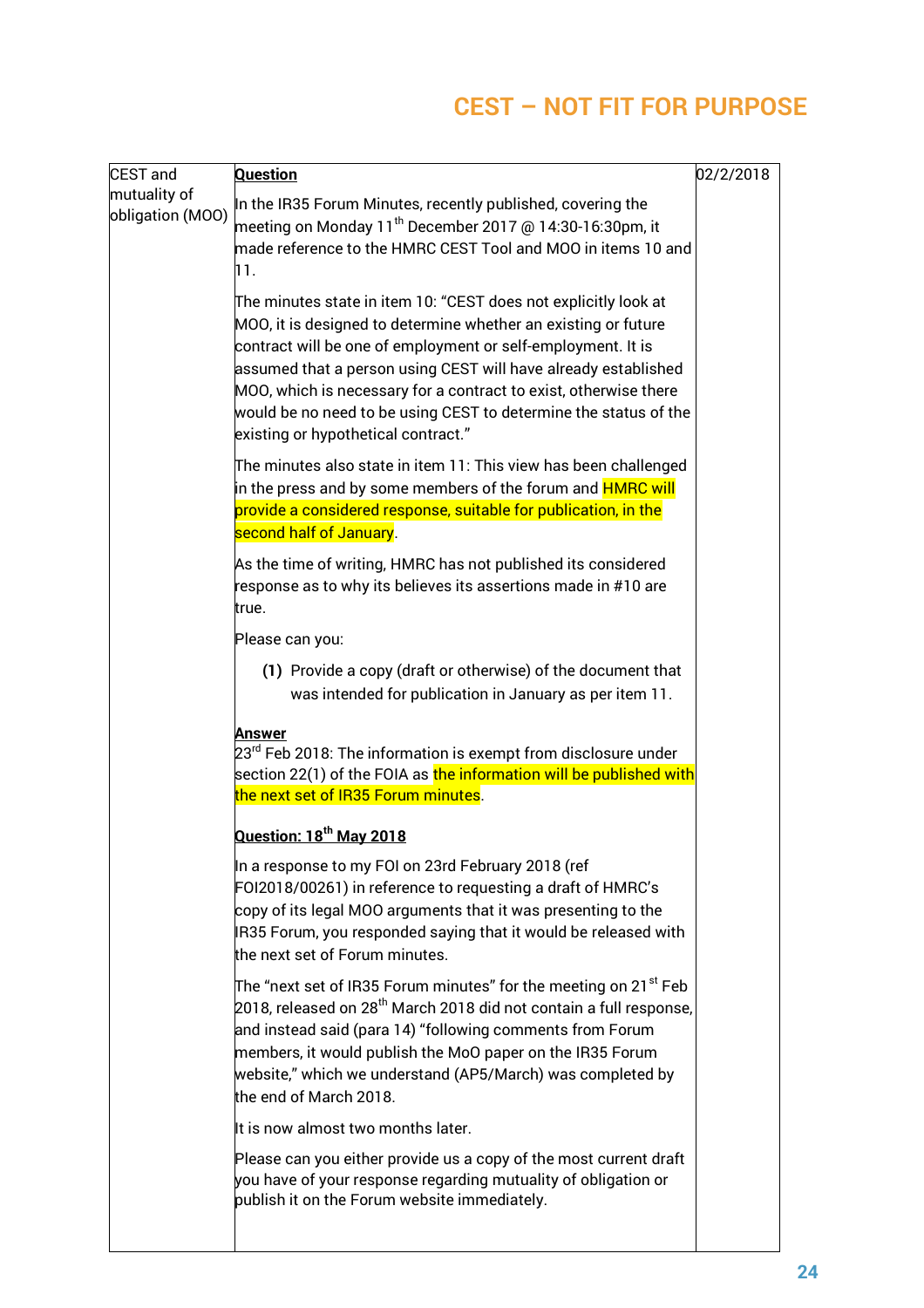# CEST – NOT FIT FOR PURPOSE

| | | |
|---|---|---|
| CEST and mutuality of obligation (MOO) | **Question**<br><br>In the IR35 Forum Minutes, recently published, covering the meeting on Monday 11th December 2017 @ 14:30-16:30pm, it made reference to the HMRC CEST Tool and MOO in items 10 and 11.<br><br>The minutes state in item 10: "CEST does not explicitly look at MOO, it is designed to determine whether an existing or future contract will be one of employment or self-employment. It is assumed that a person using CEST will have already established MOO, which is necessary for a contract to exist, otherwise there would be no need to be using CEST to determine the status of the existing or hypothetical contract."<br><br>The minutes also state in item 11: This view has been challenged in the press and by some members of the forum and HMRC will provide a considered response, suitable for publication, in the second half of January.<br><br>As the time of writing, HMRC has not published its considered response as to why its believes its assertions made in #10 are true.<br><br>Please can you:<br><br>**(1)** Provide a copy (draft or otherwise) of the document that was intended for publication in January as per item 11.<br><br>**Answer**<br>23rd Feb 2018: The information is exempt from disclosure under section 22(1) of the FOIA as the information will be published with the next set of IR35 Forum minutes.<br><br>**Question: 18th May 2018**<br><br>In a response to my FOI on 23rd February 2018 (ref FOI2018/00261) in reference to requesting a draft of HMRC's copy of its legal MOO arguments that it was presenting to the IR35 Forum, you responded saying that it would be released with the next set of Forum minutes.<br><br>The "next set of IR35 Forum minutes" for the meeting on 21st Feb 2018, released on 28th March 2018 did not contain a full response, and instead said (para 14) "following comments from Forum members, it would publish the MoO paper on the IR35 Forum website," which we understand (AP5/March) was completed by the end of March 2018.<br><br>It is now almost two months later.<br><br>Please can you either provide us a copy of the most current draft you have of your response regarding mutuality of obligation or publish it on the Forum website immediately. | 02/2/2018 |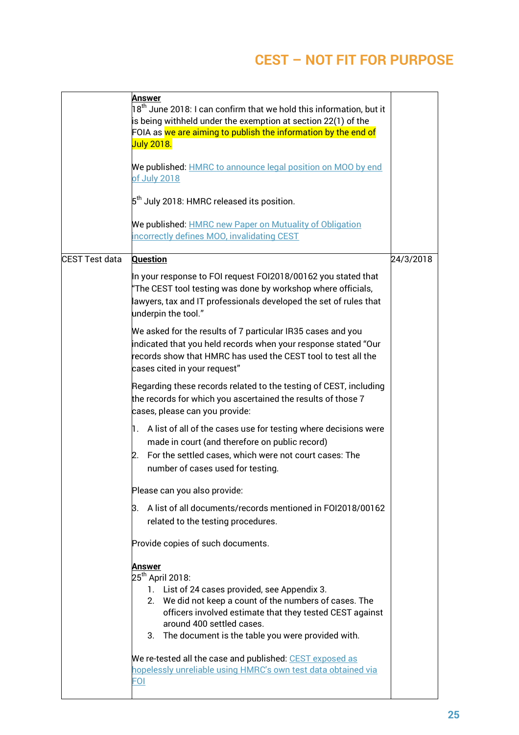| | | |
|---|---|---|
| | **Answer**<br>18th June 2018: I can confirm that we hold this information, but it is being withheld under the exemption at section 22(1) of the FOIA as we are aiming to publish the information by the end of July 2018.<br><br>We published: HMRC to announce legal position on MOO by end of July 2018<br><br>5th July 2018: HMRC released its position.<br><br>We published: HMRC new Paper on Mutuality of Obligation incorrectly defines MOO, invalidating CEST | |
| CEST Test data | **Question**<br>In your response to FOI request FOI2018/00162 you stated that "The CEST tool testing was done by workshop where officials, lawyers, tax and IT professionals developed the set of rules that underpin the tool."<br><br>We asked for the results of 7 particular IR35 cases and you indicated that you held records when your response stated "Our records show that HMRC has used the CEST tool to test all the cases cited in your request"<br><br>Regarding these records related to the testing of CEST, including the records for which you ascertained the results of those 7 cases, please can you provide:<br><br>1. A list of all of the cases use for testing where decisions were made in court (and therefore on public record)<br>2. For the settled cases, which were not court cases: The number of cases used for testing.<br><br>Please can you also provide:<br><br>3. A list of all documents/records mentioned in FOI2018/00162 related to the testing procedures.<br><br>Provide copies of such documents.<br><br>**Answer**<br>25th April 2018:<br>1. List of 24 cases provided, see Appendix 3.<br>2. We did not keep a count of the numbers of cases. The officers involved estimate that they tested CEST against around 400 settled cases.<br>3. The document is the table you were provided with.<br><br>We re-tested all the case and published: CEST exposed as hopelessly unreliable using HMRC's own test data obtained via FOI | 24/3/2018 |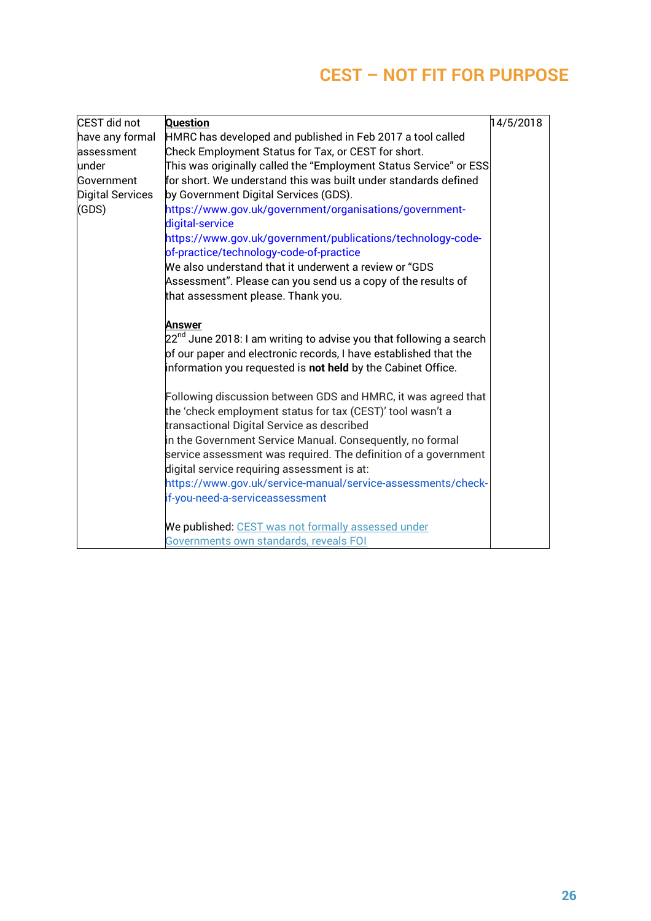## CEST – NOT FIT FOR PURPOSE

| | | |
|---|---|---|
| CEST did not have any formal assessment under Government Digital Services (GDS) | **Question**<br>HMRC has developed and published in Feb 2017 a tool called Check Employment Status for Tax, or CEST for short.<br>This was originally called the "Employment Status Service" or ESS for short. We understand this was built under standards defined by Government Digital Services (GDS).<br>https://www.gov.uk/government/organisations/government-digital-service<br>https://www.gov.uk/government/publications/technology-code-of-practice/technology-code-of-practice<br>We also understand that it underwent a review or "GDS Assessment". Please can you send us a copy of the results of that assessment please. Thank you.<br><br>**Answer**<br>22nd June 2018: I am writing to advise you that following a search of our paper and electronic records, I have established that the information you requested is **not held** by the Cabinet Office.<br><br>Following discussion between GDS and HMRC, it was agreed that the 'check employment status for tax (CEST)' tool wasn't a transactional Digital Service as described in the Government Service Manual. Consequently, no formal service assessment was required. The definition of a government digital service requiring assessment is at:<br>https://www.gov.uk/service-manual/service-assessments/check-if-you-need-a-serviceassessment<br><br>We published: CEST was not formally assessed under Governments own standards, reveals FOI | 14/5/2018 |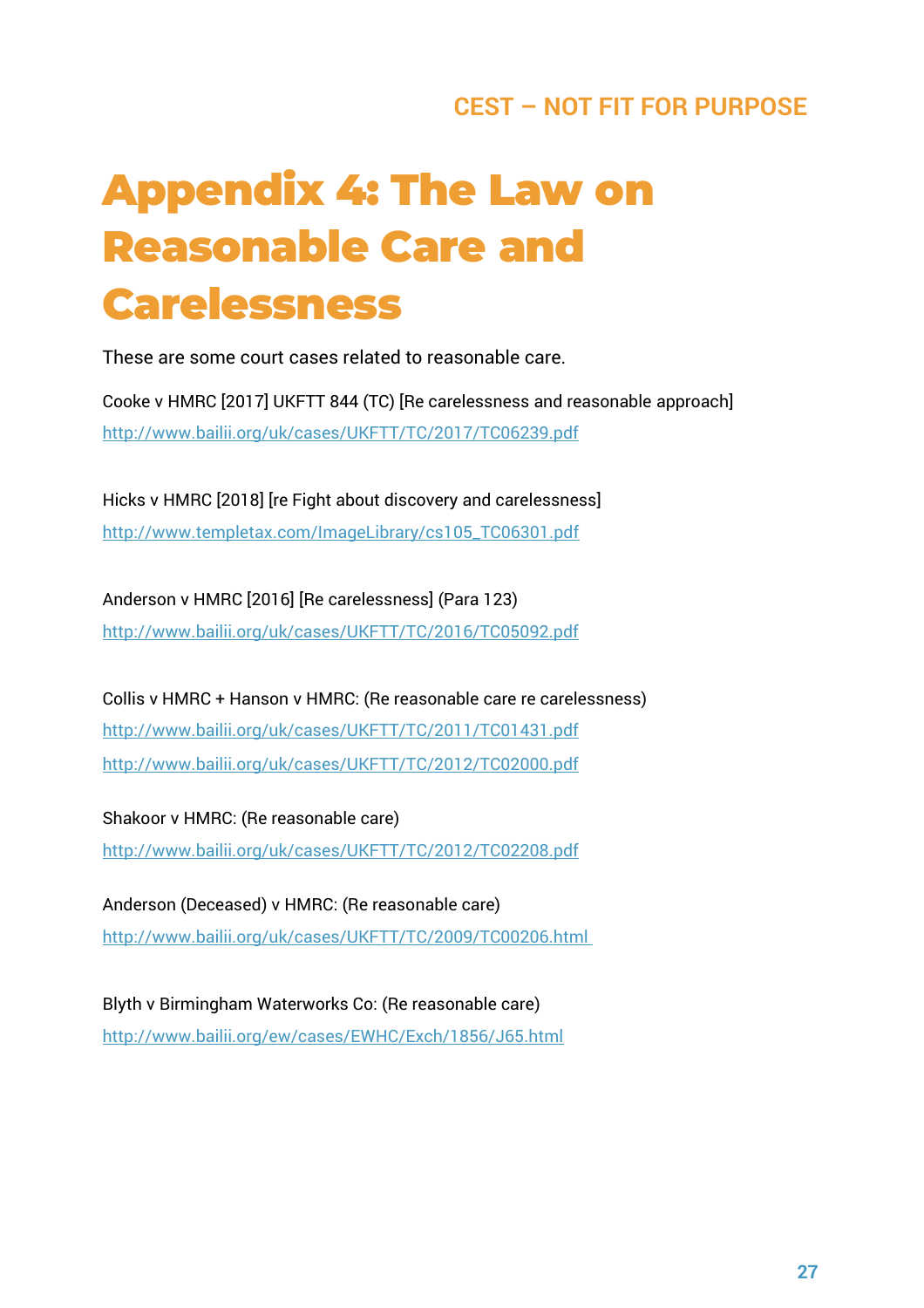# Appendix 4: The Law on Reasonable Care and Carelessness

These are some court cases related to reasonable care.

Cooke v HMRC [2017] UKFTT 844 (TC) [Re carelessness and reasonable approach]
http://www.bailii.org/uk/cases/UKFTT/TC/2017/TC06239.pdf

Hicks v HMRC [2018] [re Fight about discovery and carelessness]
http://www.templetax.com/ImageLibrary/cs105_TC06301.pdf

Anderson v HMRC [2016] [Re carelessness] (Para 123)
http://www.bailii.org/uk/cases/UKFTT/TC/2016/TC05092.pdf

Collis v HMRC + Hanson v HMRC: (Re reasonable care re carelessness)
http://www.bailii.org/uk/cases/UKFTT/TC/2011/TC01431.pdf
http://www.bailii.org/uk/cases/UKFTT/TC/2012/TC02000.pdf

Shakoor v HMRC: (Re reasonable care)
http://www.bailii.org/uk/cases/UKFTT/TC/2012/TC02208.pdf

Anderson (Deceased) v HMRC: (Re reasonable care)
http://www.bailii.org/uk/cases/UKFTT/TC/2009/TC00206.html

Blyth v Birmingham Waterworks Co: (Re reasonable care)
http://www.bailii.org/ew/cases/EWHC/Exch/1856/J65.html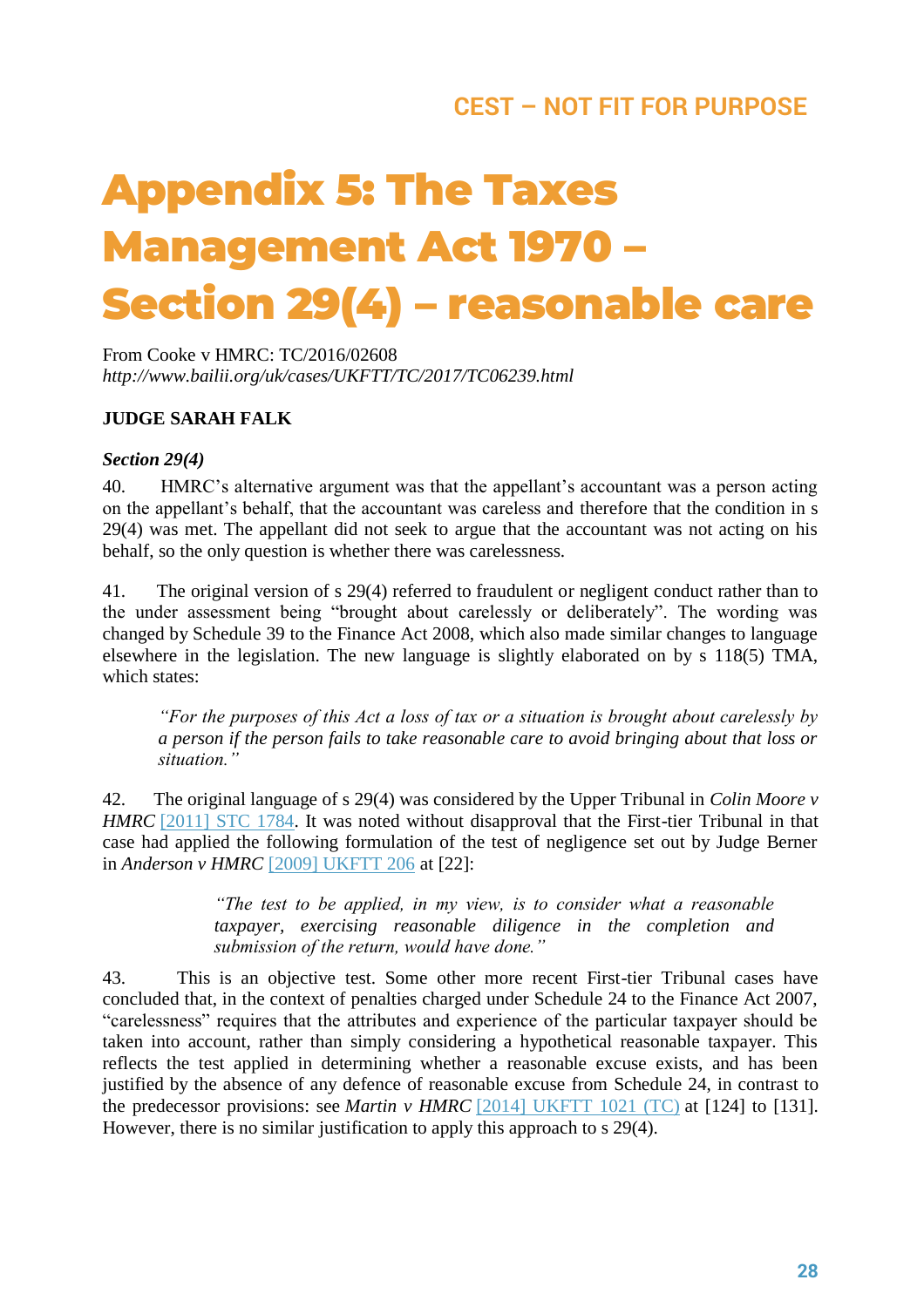# Appendix 5: The Taxes Management Act 1970 – Section 29(4) – reasonable care

From Cooke v HMRC: TC/2016/02608
*http://www.bailii.org/uk/cases/UKFTT/TC/2017/TC06239.html*

**JUDGE SARAH FALK**

***Section 29(4)***

40. HMRC's alternative argument was that the appellant's accountant was a person acting on the appellant's behalf, that the accountant was careless and therefore that the condition in s 29(4) was met. The appellant did not seek to argue that the accountant was not acting on his behalf, so the only question is whether there was carelessness.

41. The original version of s 29(4) referred to fraudulent or negligent conduct rather than to the under assessment being "brought about carelessly or deliberately". The wording was changed by Schedule 39 to the Finance Act 2008, which also made similar changes to language elsewhere in the legislation. The new language is slightly elaborated on by s 118(5) TMA, which states:

> *"For the purposes of this Act a loss of tax or a situation is brought about carelessly by a person if the person fails to take reasonable care to avoid bringing about that loss or situation."*

42. The original language of s 29(4) was considered by the Upper Tribunal in *Colin Moore v HMRC* [2011] STC 1784. It was noted without disapproval that the First-tier Tribunal in that case had applied the following formulation of the test of negligence set out by Judge Berner in *Anderson v HMRC* [2009] UKFTT 206 at [22]:

> *"The test to be applied, in my view, is to consider what a reasonable taxpayer, exercising reasonable diligence in the completion and submission of the return, would have done."*

43. This is an objective test. Some other more recent First-tier Tribunal cases have concluded that, in the context of penalties charged under Schedule 24 to the Finance Act 2007, "carelessness" requires that the attributes and experience of the particular taxpayer should be taken into account, rather than simply considering a hypothetical reasonable taxpayer. This reflects the test applied in determining whether a reasonable excuse exists, and has been justified by the absence of any defence of reasonable excuse from Schedule 24, in contrast to the predecessor provisions: see *Martin v HMRC* [2014] UKFTT 1021 (TC) at [124] to [131]. However, there is no similar justification to apply this approach to s 29(4).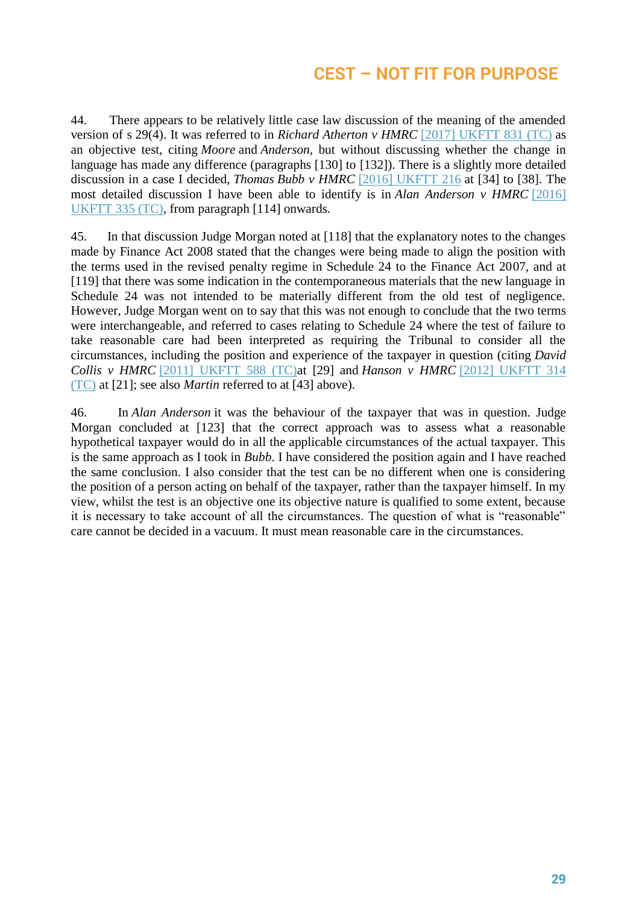44. There appears to be relatively little case law discussion of the meaning of the amended version of s 29(4). It was referred to in *Richard Atherton v HMRC* [2017] UKFTT 831 (TC) as an objective test, citing *Moore* and *Anderson*, but without discussing whether the change in language has made any difference (paragraphs [130] to [132]). There is a slightly more detailed discussion in a case I decided, *Thomas Bubb v HMRC* [2016] UKFTT 216 at [34] to [38]. The most detailed discussion I have been able to identify is in *Alan Anderson v HMRC* [2016] UKFTT 335 (TC), from paragraph [114] onwards.

45. In that discussion Judge Morgan noted at [118] that the explanatory notes to the changes made by Finance Act 2008 stated that the changes were being made to align the position with the terms used in the revised penalty regime in Schedule 24 to the Finance Act 2007, and at [119] that there was some indication in the contemporaneous materials that the new language in Schedule 24 was not intended to be materially different from the old test of negligence. However, Judge Morgan went on to say that this was not enough to conclude that the two terms were interchangeable, and referred to cases relating to Schedule 24 where the test of failure to take reasonable care had been interpreted as requiring the Tribunal to consider all the circumstances, including the position and experience of the taxpayer in question (citing *David Collis v HMRC* [2011] UKFTT 588 (TC)at [29] and *Hanson v HMRC* [2012] UKFTT 314 (TC) at [21]; see also *Martin* referred to at [43] above).

46. In *Alan Anderson* it was the behaviour of the taxpayer that was in question. Judge Morgan concluded at [123] that the correct approach was to assess what a reasonable hypothetical taxpayer would do in all the applicable circumstances of the actual taxpayer. This is the same approach as I took in *Bubb*. I have considered the position again and I have reached the same conclusion. I also consider that the test can be no different when one is considering the position of a person acting on behalf of the taxpayer, rather than the taxpayer himself. In my view, whilst the test is an objective one its objective nature is qualified to some extent, because it is necessary to take account of all the circumstances. The question of what is "reasonable" care cannot be decided in a vacuum. It must mean reasonable care in the circumstances.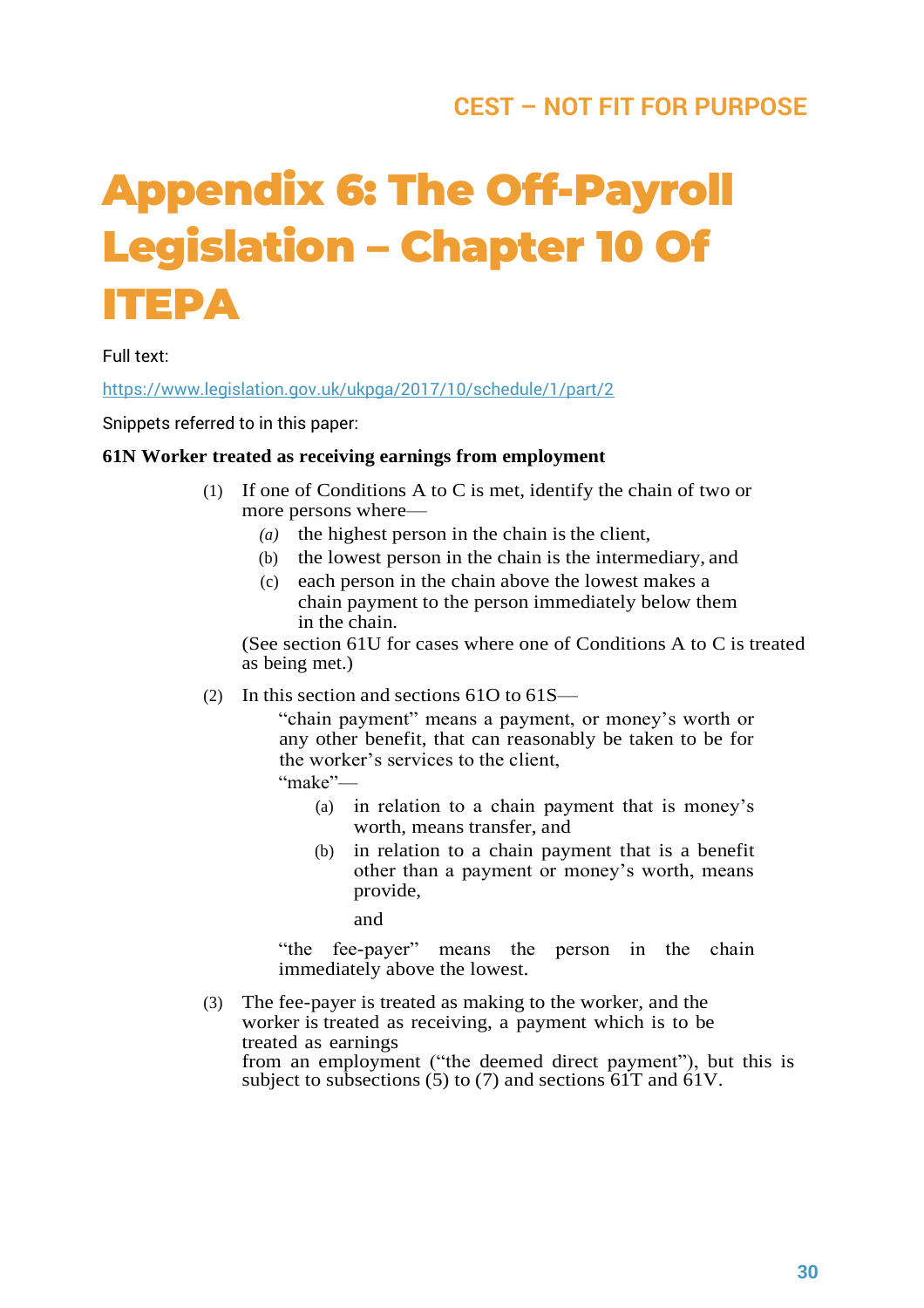# Appendix 6: The Off-Payroll Legislation – Chapter 10 Of ITEPA

Full text:

https://www.legislation.gov.uk/ukpga/2017/10/schedule/1/part/2

Snippets referred to in this paper:

**61N Worker treated as receiving earnings from employment**

(1) If one of Conditions A to C is met, identify the chain of two or more persons where—

- *(a)* the highest person in the chain is the client,
- (b) the lowest person in the chain is the intermediary, and
- (c) each person in the chain above the lowest makes a chain payment to the person immediately below them in the chain.

(See section 61U for cases where one of Conditions A to C is treated as being met.)

(2) In this section and sections 61O to 61S—

"chain payment" means a payment, or money's worth or any other benefit, that can reasonably be taken to be for the worker's services to the client,

"make"—

- (a) in relation to a chain payment that is money's worth, means transfer, and
- (b) in relation to a chain payment that is a benefit other than a payment or money's worth, means provide,

and

"the fee-payer" means the person in the chain immediately above the lowest.

(3) The fee-payer is treated as making to the worker, and the worker is treated as receiving, a payment which is to be treated as earnings from an employment ("the deemed direct payment"), but this is subject to subsections (5) to (7) and sections 61T and 61V.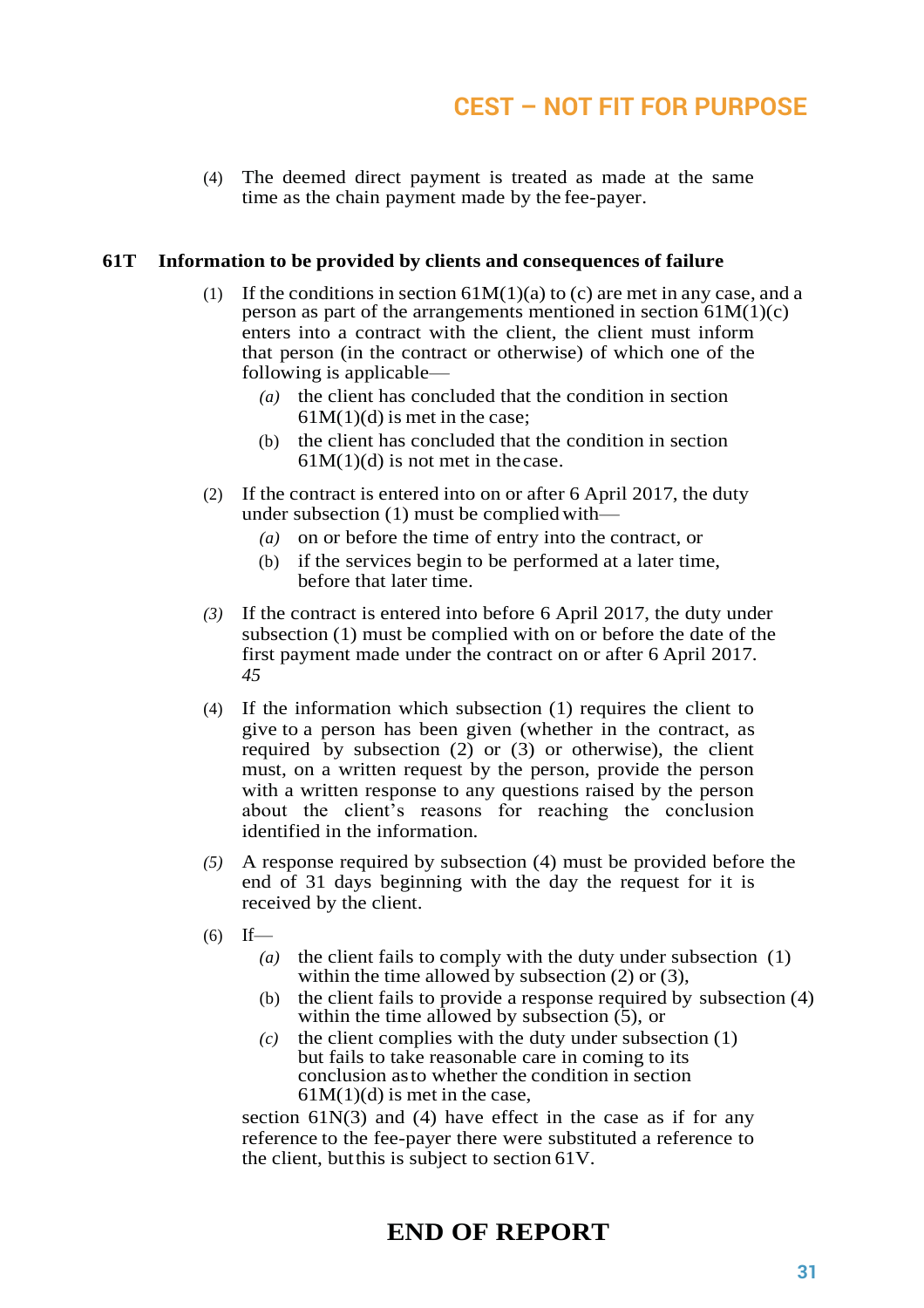(4) The deemed direct payment is treated as made at the same time as the chain payment made by the fee-payer.

**61T Information to be provided by clients and consequences of failure**

(1) If the conditions in section 61M(1)(a) to (c) are met in any case, and a person as part of the arrangements mentioned in section 61M(1)(c) enters into a contract with the client, the client must inform that person (in the contract or otherwise) of which one of the following is applicable—

*(a)* the client has concluded that the condition in section 61M(1)(d) is met in the case;

(b) the client has concluded that the condition in section 61M(1)(d) is not met in the case.

(2) If the contract is entered into on or after 6 April 2017, the duty under subsection (1) must be complied with—

*(a)* on or before the time of entry into the contract, or

(b) if the services begin to be performed at a later time, before that later time.

*(3)* If the contract is entered into before 6 April 2017, the duty under subsection (1) must be complied with on or before the date of the first payment made under the contract on or after 6 April 2017.
*45*

(4) If the information which subsection (1) requires the client to give to a person has been given (whether in the contract, as required by subsection (2) or (3) or otherwise), the client must, on a written request by the person, provide the person with a written response to any questions raised by the person about the client's reasons for reaching the conclusion identified in the information.

*(5)* A response required by subsection (4) must be provided before the end of 31 days beginning with the day the request for it is received by the client.

(6) If—

*(a)* the client fails to comply with the duty under subsection (1) within the time allowed by subsection (2) or (3),

(b) the client fails to provide a response required by subsection (4) within the time allowed by subsection (5), or

*(c)* the client complies with the duty under subsection (1) but fails to take reasonable care in coming to its conclusion as to whether the condition in section 61M(1)(d) is met in the case,

section 61N(3) and (4) have effect in the case as if for any reference to the fee-payer there were substituted a reference to the client, but this is subject to section 61V.

**END OF REPORT**